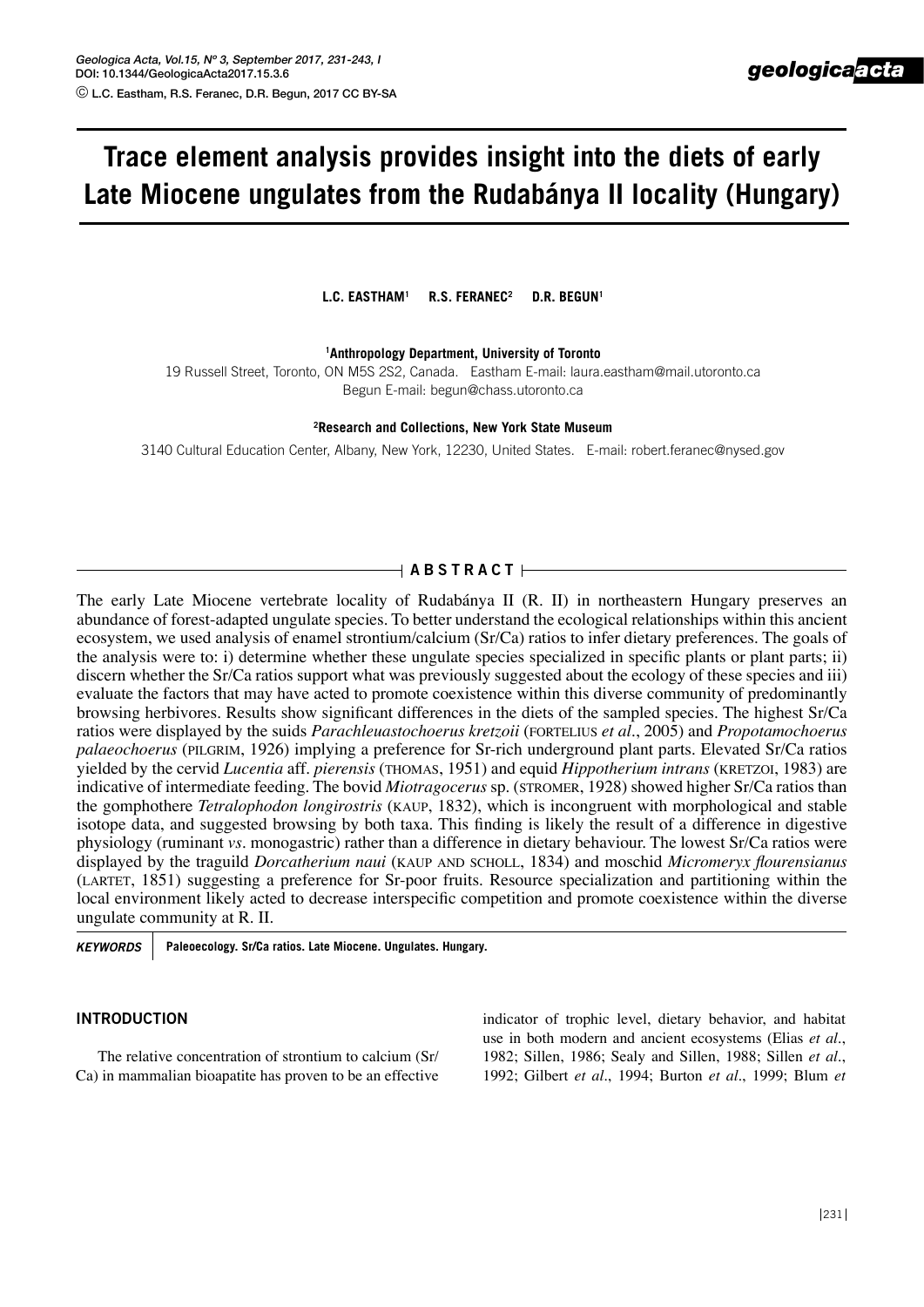# Trace element analysis provides insight into the diets of early Late Miocene ungulates from the Rudabánya II locality (Hungary)

**L.C. EASTHAM[1] R.S. FERANEC[2] D.R. BEGUN[1]**

**[1]Anthropology Department, University of Toronto**

19 Russell Street, Toronto, ON M5S 2S2, Canada. Eastham E-mail: laura.eastham@mail.utoronto.ca
Begun E-mail: begun@chass.utoronto.ca

**[2]Research and Collections, New York State Museum**

3140 Cultural Education Center, Albany, New York, 12230, United States. E-mail: robert.feranec@nysed.gov

## ABSTRACT

The early Late Miocene vertebrate locality of Rudabánya II (R. II) in northeastern Hungary preserves an abundance of forest-adapted ungulate species. To better understand the ecological relationships within this ancient ecosystem, we used analysis of enamel strontium/calcium (Sr/Ca) ratios to infer dietary preferences. The goals of the analysis were to: i) determine whether these ungulate species specialized in specific plants or plant parts; ii) discern whether the Sr/Ca ratios support what was previously suggested about the ecology of these species and iii) evaluate the factors that may have acted to promote coexistence within this diverse community of predominantly browsing herbivores. Results show significant differences in the diets of the sampled species. The highest Sr/Ca ratios were displayed by the suids *Parachleuastochoerus kretzoii* (FORTELIUS *et al*., 2005) and *Propotamochoerus palaeochoerus* (PILGRIM, 1926) implying a preference for Sr-rich underground plant parts. Elevated Sr/Ca ratios yielded by the cervid *Lucentia* aff. *pierensis* (THOMAS, 1951) and equid *Hippotherium intrans* (KRETZOI, 1983) are indicative of intermediate feeding. The bovid *Miotragocerus* sp. (STROMER, 1928) showed higher Sr/Ca ratios than the gomphothere *Tetralophodon longirostris* (KAUP, 1832), which is incongruent with morphological and stable isotope data, and suggested browsing by both taxa. This finding is likely the result of a difference in digestive physiology (ruminant *vs*. monogastric) rather than a difference in dietary behaviour. The lowest Sr/Ca ratios were displayed by the traguild *Dorcatherium naui* (KAUP AND SCHOLL, 1834) and moschid *Micromeryx flourensianus* (LARTET, 1851) suggesting a preference for Sr-poor fruits. Resource specialization and partitioning within the local environment likely acted to decrease interspecific competition and promote coexistence within the diverse ungulate community at R. II.

***KEYWORDS*** **Paleoecology. Sr/Ca ratios. Late Miocene. Ungulates. Hungary.**

## INTRODUCTION

The relative concentration of strontium to calcium (Sr/Ca) in mammalian bioapatite has proven to be an effective indicator of trophic level, dietary behavior, and habitat use in both modern and ancient ecosystems (Elias *et al*., 1982; Sillen, 1986; Sealy and Sillen, 1988; Sillen *et al*., 1992; Gilbert *et al*., 1994; Burton *et al*., 1999; Blum *et*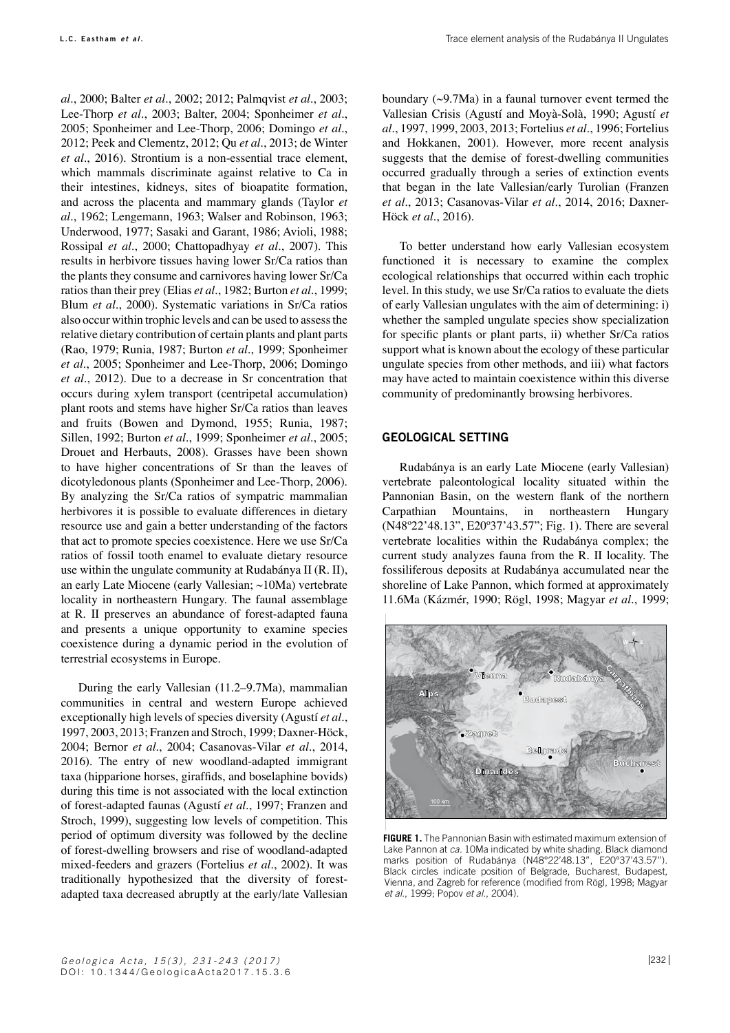*al*., 2000; Balter *et al*., 2002; 2012; Palmqvist *et al*., 2003; Lee-Thorp *et al*., 2003; Balter, 2004; Sponheimer *et al*., 2005; Sponheimer and Lee-Thorp, 2006; Domingo *et al*., 2012; Peek and Clementz, 2012; Qu *et al*., 2013; de Winter *et al*., 2016). Strontium is a non-essential trace element, which mammals discriminate against relative to Ca in their intestines, kidneys, sites of bioapatite formation, and across the placenta and mammary glands (Taylor *et al*., 1962; Lengemann, 1963; Walser and Robinson, 1963; Underwood, 1977; Sasaki and Garant, 1986; Avioli, 1988; Rossipal *et al*., 2000; Chattopadhyay *et al*., 2007). This results in herbivore tissues having lower Sr/Ca ratios than the plants they consume and carnivores having lower Sr/Ca ratios than their prey (Elias *et al*., 1982; Burton *et al*., 1999; Blum *et al*., 2000). Systematic variations in Sr/Ca ratios also occur within trophic levels and can be used to assess the relative dietary contribution of certain plants and plant parts (Rao, 1979; Runia, 1987; Burton *et al*., 1999; Sponheimer *et al*., 2005; Sponheimer and Lee-Thorp, 2006; Domingo *et al*., 2012). Due to a decrease in Sr concentration that occurs during xylem transport (centripetal accumulation) plant roots and stems have higher Sr/Ca ratios than leaves and fruits (Bowen and Dymond, 1955; Runia, 1987; Sillen, 1992; Burton *et al*., 1999; Sponheimer *et al*., 2005; Drouet and Herbauts, 2008). Grasses have been shown to have higher concentrations of Sr than the leaves of dicotyledonous plants (Sponheimer and Lee-Thorp, 2006). By analyzing the Sr/Ca ratios of sympatric mammalian herbivores it is possible to evaluate differences in dietary resource use and gain a better understanding of the factors that act to promote species coexistence. Here we use Sr/Ca ratios of fossil tooth enamel to evaluate dietary resource use within the ungulate community at Rudabánya II (R. II), an early Late Miocene (early Vallesian; ~10Ma) vertebrate locality in northeastern Hungary. The faunal assemblage at R. II preserves an abundance of forest-adapted fauna and presents a unique opportunity to examine species coexistence during a dynamic period in the evolution of terrestrial ecosystems in Europe.

During the early Vallesian (11.2–9.7Ma), mammalian communities in central and western Europe achieved exceptionally high levels of species diversity (Agustí *et al*., 1997, 2003, 2013; Franzen and Stroch, 1999; Daxner-Höck, 2004; Bernor *et al*., 2004; Casanovas-Vilar *et al*., 2014, 2016). The entry of new woodland-adapted immigrant taxa (hipparione horses, giraffids, and boselaphine bovids) during this time is not associated with the local extinction of forest-adapted faunas (Agustí *et al*., 1997; Franzen and Stroch, 1999), suggesting low levels of competition. This period of optimum diversity was followed by the decline of forest-dwelling browsers and rise of woodland-adapted mixed-feeders and grazers (Fortelius *et al*., 2002). It was traditionally hypothesized that the diversity of forest-adapted taxa decreased abruptly at the early/late Vallesian boundary (~9.7Ma) in a faunal turnover event termed the Vallesian Crisis (Agustí and Moyà-Solà, 1990; Agustí *et al*., 1997, 1999, 2003, 2013; Fortelius *et al*., 1996; Fortelius and Hokkanen, 2001). However, more recent analysis suggests that the demise of forest-dwelling communities occurred gradually through a series of extinction events that began in the late Vallesian/early Turolian (Franzen *et al*., 2013; Casanovas-Vilar *et al*., 2014, 2016; Daxner-Höck *et al*., 2016).

To better understand how early Vallesian ecosystem functioned it is necessary to examine the complex ecological relationships that occurred within each trophic level. In this study, we use Sr/Ca ratios to evaluate the diets of early Vallesian ungulates with the aim of determining: i) whether the sampled ungulate species show specialization for specific plants or plant parts, ii) whether Sr/Ca ratios support what is known about the ecology of these particular ungulate species from other methods, and iii) what factors may have acted to maintain coexistence within this diverse community of predominantly browsing herbivores.

## GEOLOGICAL SETTING

Rudabánya is an early Late Miocene (early Vallesian) vertebrate paleontological locality situated within the Pannonian Basin, on the western flank of the northern Carpathian Mountains, in northeastern Hungary (N48º22'48.13", E20º37'43.57"; Fig. 1). There are several vertebrate localities within the Rudabánya complex; the current study analyzes fauna from the R. II locality. The fossiliferous deposits at Rudabánya accumulated near the shoreline of Lake Pannon, which formed at approximately 11.6Ma (Kázmér, 1990; Rögl, 1998; Magyar *et al*., 1999;

**FIGURE 1.** The Pannonian Basin with estimated maximum extension of Lake Pannon at *ca.* 10Ma indicated by white shading. Black diamond marks position of Rudabánya (N48°22'48.13", E20°37'43.57"). Black circles indicate position of Belgrade, Bucharest, Budapest, Vienna, and Zagreb for reference (modified from Rögl, 1998; Magyar *et al*., 1999; Popov *et al*., 2004).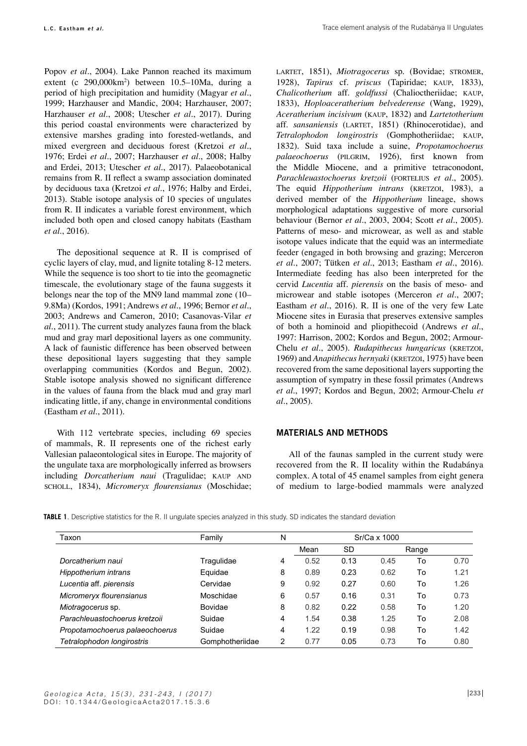Popov *et al*., 2004). Lake Pannon reached its maximum extent (c 290,000km$^2$) between 10.5–10Ma, during a period of high precipitation and humidity (Magyar *et al*., 1999; Harzhauser and Mandic, 2004; Harzhauser, 2007; Harzhauser *et al*., 2008; Utescher *et al*., 2017). During this period coastal environments were characterized by extensive marshes grading into forested-wetlands, and mixed evergreen and deciduous forest (Kretzoi *et al*., 1976; Erdei *et al*., 2007; Harzhauser *et al*., 2008; Halby and Erdei, 2013; Utescher *et al*., 2017). Palaeobotanical remains from R. II reflect a swamp association dominated by deciduous taxa (Kretzoi *et al*., 1976; Halby and Erdei, 2013). Stable isotope analysis of 10 species of ungulates from R. II indicates a variable forest environment, which included both open and closed canopy habitats (Eastham *et al*., 2016).

The depositional sequence at R. II is comprised of cyclic layers of clay, mud, and lignite totaling 8-12 meters. While the sequence is too short to tie into the geomagnetic timescale, the evolutionary stage of the fauna suggests it belongs near the top of the MN9 land mammal zone (10–9.8Ma) (Kordos, 1991; Andrews *et al*., 1996; Bernor *et al*., 2003; Andrews and Cameron, 2010; Casanovas-Vilar *et al*., 2011). The current study analyzes fauna from the black mud and gray marl depositional layers as one community. A lack of faunistic difference has been observed between these depositional layers suggesting that they sample overlapping communities (Kordos and Begun, 2002). Stable isotope analysis showed no significant difference in the values of fauna from the black mud and gray marl indicating little, if any, change in environmental conditions (Eastham *et al*., 2011).

With 112 vertebrate species, including 69 species of mammals, R. II represents one of the richest early Vallesian palaeontological sites in Europe. The majority of the ungulate taxa are morphologically inferred as browsers including *Dorcatherium naui* (Tragulidae; KAUP AND SCHOLL, 1834), *Micromeryx flourensianus* (Moschidae; LARTET, 1851), *Miotragocerus* sp. (Bovidae; STROMER, 1928), *Tapirus* cf. *priscus* (Tapiridae; KAUP, 1833), *Chalicotherium* aff. *goldfussi* (Chalioctheriidae; KAUP, 1833), *Hoploaceratherium belvederense* (Wang, 1929), *Aceratherium incisivum* (KAUP, 1832) and *Lartetotherium* aff. *sansaniensis* (LARTET, 1851) (Rhinocerotidae), and *Tetralophodon longirostris* (Gomphotheriidae; KAUP, 1832). Suid taxa include a suine, *Propotamochoerus palaeochoerus* (PILGRIM, 1926), first known from the Middle Miocene, and a primitive tetraconodont, *Parachleuastochoerus kretzoii* (FORTELIUS *et al*., 2005). The equid *Hippotherium intrans* (KRETZOI, 1983), a derived member of the *Hippotherium* lineage, shows morphological adaptations suggestive of more cursorial behaviour (Bernor *et al*., 2003, 2004; Scott *et al*., 2005). Patterns of meso- and microwear, as well as and stable isotope values indicate that the equid was an intermediate feeder (engaged in both browsing and grazing; Merceron *et al*., 2007; Tütken *et al*., 2013; Eastham *et al*., 2016). Intermediate feeding has also been interpreted for the cervid *Lucentia* aff. *pierensis* on the basis of meso- and microwear and stable isotopes (Merceron *et al*., 2007; Eastham *et al*., 2016). R. II is one of the very few Late Miocene sites in Eurasia that preserves extensive samples of both a hominoid and pliopithecoid (Andrews *et al*., 1997: Harrison, 2002; Kordos and Begun, 2002; Armour-Chelu *et al*., 2005). *Rudapithecus hungaricus* (KRETZOI, 1969) and *Anapithecus hernyaki* (KRETZOI, 1975) have been recovered from the same depositional layers supporting the assumption of sympatry in these fossil primates (Andrews *et al*., 1997; Kordos and Begun, 2002; Armour-Chelu *et al*., 2005).

## MATERIALS AND METHODS

All of the faunas sampled in the current study were recovered from the R. II locality within the Rudabánya complex. A total of 45 enamel samples from eight genera of medium to large-bodied mammals were analyzed

**TABLE 1**. Descriptive statistics for the R. II ungulate species analyzed in this study. SD indicates the standard deviation

| Taxon | Family | N | Sr/Ca x 1000 | | | | |
|---|---|---|---|---|---|---|---|
| | | | Mean | SD | Range | | |
| *Dorcatherium naui* | Tragulidae | 4 | 0.52 | 0.13 | 0.45 | To | 0.70 |
| *Hippotherium intrans* | Equidae | 8 | 0.89 | 0.23 | 0.62 | To | 1.21 |
| *Lucentia* aff. *pierensis* | Cervidae | 9 | 0.92 | 0.27 | 0.60 | To | 1.26 |
| *Micromeryx flourensianus* | Moschidae | 6 | 0.57 | 0.16 | 0.31 | To | 0.73 |
| *Miotragocerus* sp. | Bovidae | 8 | 0.82 | 0.22 | 0.58 | To | 1.20 |
| *Parachleuastochoerus kretzoii* | Suidae | 4 | 1.54 | 0.38 | 1.25 | To | 2.08 |
| *Propotamochoerus palaeochoerus* | Suidae | 4 | 1.22 | 0.19 | 0.98 | To | 1.42 |
| *Tetralophodon longirostris* | Gomphotheriidae | 2 | 0.77 | 0.05 | 0.73 | To | 0.80 |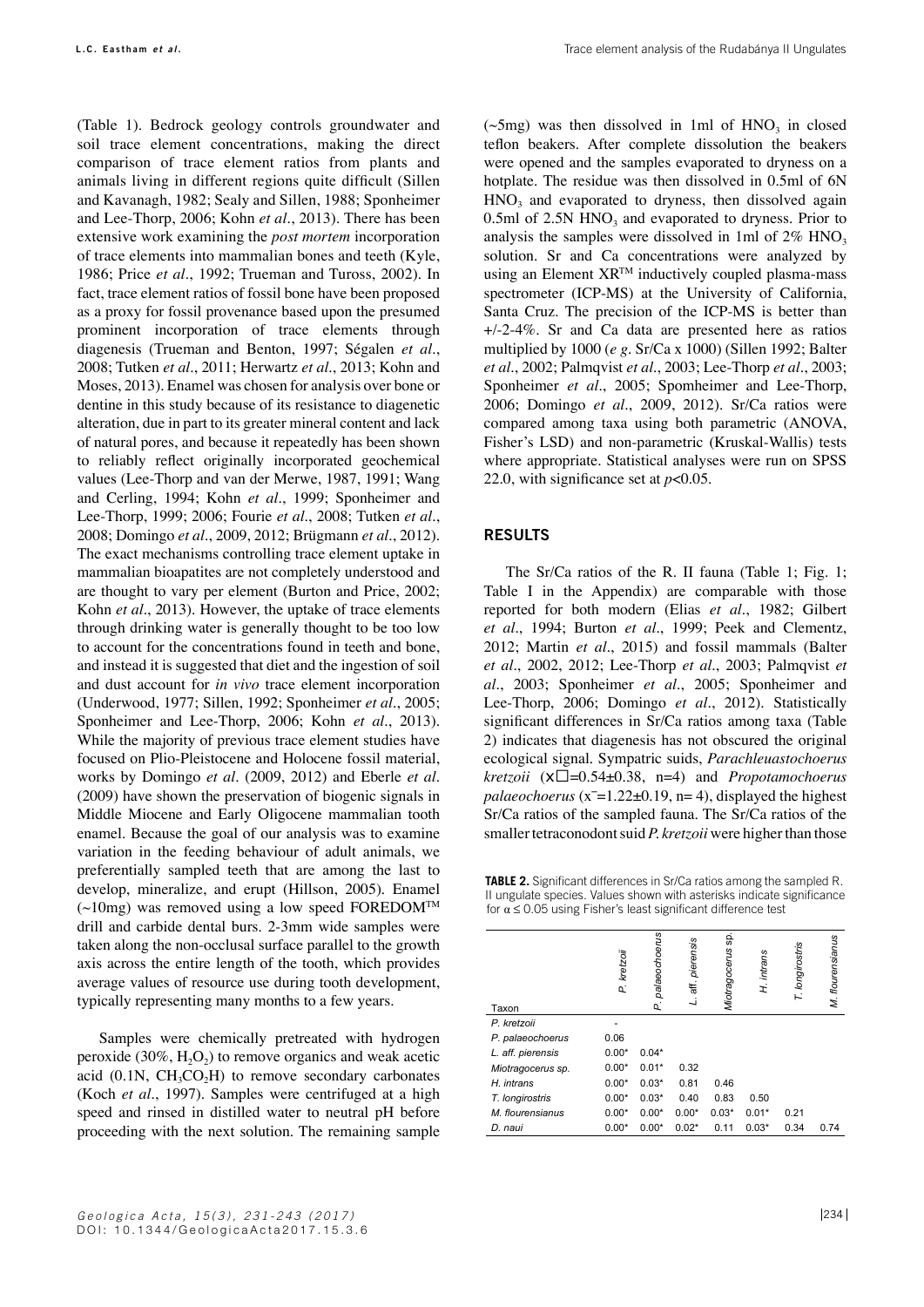(Table 1). Bedrock geology controls groundwater and soil trace element concentrations, making the direct comparison of trace element ratios from plants and animals living in different regions quite difficult (Sillen and Kavanagh, 1982; Sealy and Sillen, 1988; Sponheimer and Lee-Thorp, 2006; Kohn *et al*., 2013). There has been extensive work examining the *post mortem* incorporation of trace elements into mammalian bones and teeth (Kyle, 1986; Price *et al*., 1992; Trueman and Tuross, 2002). In fact, trace element ratios of fossil bone have been proposed as a proxy for fossil provenance based upon the presumed prominent incorporation of trace elements through diagenesis (Trueman and Benton, 1997; Ségalen *et al*., 2008; Tutken *et al*., 2011; Herwartz *et al*., 2013; Kohn and Moses, 2013). Enamel was chosen for analysis over bone or dentine in this study because of its resistance to diagenetic alteration, due in part to its greater mineral content and lack of natural pores, and because it repeatedly has been shown to reliably reflect originally incorporated geochemical values (Lee-Thorp and van der Merwe, 1987, 1991; Wang and Cerling, 1994; Kohn *et al*., 1999; Sponheimer and Lee-Thorp, 1999; 2006; Fourie *et al*., 2008; Tutken *et al*., 2008; Domingo *et al*., 2009, 2012; Brügmann *et al*., 2012). The exact mechanisms controlling trace element uptake in mammalian bioapatites are not completely understood and are thought to vary per element (Burton and Price, 2002; Kohn *et al*., 2013). However, the uptake of trace elements through drinking water is generally thought to be too low to account for the concentrations found in teeth and bone, and instead it is suggested that diet and the ingestion of soil and dust account for *in vivo* trace element incorporation (Underwood, 1977; Sillen, 1992; Sponheimer *et al*., 2005; Sponheimer and Lee-Thorp, 2006; Kohn *et al*., 2013). While the majority of previous trace element studies have focused on Plio-Pleistocene and Holocene fossil material, works by Domingo *et al*. (2009, 2012) and Eberle *et al*. (2009) have shown the preservation of biogenic signals in Middle Miocene and Early Oligocene mammalian tooth enamel. Because the goal of our analysis was to examine variation in the feeding behaviour of adult animals, we preferentially sampled teeth that are among the last to develop, mineralize, and erupt (Hillson, 2005). Enamel (~10mg) was removed using a low speed FOREDOM™ drill and carbide dental burs. 2-3mm wide samples were taken along the non-occlusal surface parallel to the growth axis across the entire length of the tooth, which provides average values of resource use during tooth development, typically representing many months to a few years.

Samples were chemically pretreated with hydrogen peroxide (30%, $H_2O_2$) to remove organics and weak acetic acid (0.1N, $CH_3CO_2H$) to remove secondary carbonates (Koch *et al*., 1997). Samples were centrifuged at a high speed and rinsed in distilled water to neutral pH before proceeding with the next solution. The remaining sample (~5mg) was then dissolved in 1ml of $HNO_3$ in closed teflon beakers. After complete dissolution the beakers were opened and the samples evaporated to dryness on a hotplate. The residue was then dissolved in 0.5ml of 6N $HNO_3$ and evaporated to dryness, then dissolved again 0.5ml of 2.5N $HNO_3$ and evaporated to dryness. Prior to analysis the samples were dissolved in 1ml of 2% $HNO_3$ solution. Sr and Ca concentrations were analyzed by using an Element XR™ inductively coupled plasma-mass spectrometer (ICP-MS) at the University of California, Santa Cruz. The precision of the ICP-MS is better than +/-2-4%. Sr and Ca data are presented here as ratios multiplied by 1000 (*e g*. Sr/Ca x 1000) (Sillen 1992; Balter *et al*., 2002; Palmqvist *et al*., 2003; Lee-Thorp *et al*., 2003; Sponheimer *et al*., 2005; Spomheimer and Lee-Thorp, 2006; Domingo *et al*., 2009, 2012). Sr/Ca ratios were compared among taxa using both parametric (ANOVA, Fisher's LSD) and non-parametric (Kruskal-Wallis) tests where appropriate. Statistical analyses were run on SPSS 22.0, with significance set at $p<0.05$.

## RESULTS

The Sr/Ca ratios of the R. II fauna (Table 1; Fig. 1; Table I in the Appendix) are comparable with those reported for both modern (Elias *et al*., 1982; Gilbert *et al*., 1994; Burton *et al*., 1999; Peek and Clementz, 2012; Martin *et al*., 2015) and fossil mammals (Balter *et al*., 2002, 2012; Lee-Thorp *et al*., 2003; Palmqvist *et al*., 2003; Sponheimer *et al*., 2005; Sponheimer and Lee-Thorp, 2006; Domingo *et al*., 2012). Statistically significant differences in Sr/Ca ratios among taxa (Table 2) indicates that diagenesis has not obscured the original ecological signal. Sympatric suids, *Parachleuastochoerus kretzoii* ($\bar{x}$=0.54±0.38, n=4) and *Propotamochoerus palaeochoerus* ($\bar{x}$=1.22±0.19, n= 4), displayed the highest Sr/Ca ratios of the sampled fauna. The Sr/Ca ratios of the smaller tetraconodont suid *P. kretzoii* were higher than those

**TABLE 2.** Significant differences in Sr/Ca ratios among the sampled R. II ungulate species. Values shown with asterisks indicate significance for α ≤ 0.05 using Fisher's least significant difference test

| Taxon | *P. kretzoii* | *P. palaeochoerus* | *L.* aff. *pierensis* | *Miotragocerus* sp. | *H. intrans* | *T. longirostris* | *M. flourensianus* |
|---|---|---|---|---|---|---|---|
| *P. kretzoii* | - | | | | | | |
| *P. palaeochoerus* | 0.06 | | | | | | |
| *L.* aff. *pierensis* | 0.00* | 0.04* | | | | | |
| *Miotragocerus* sp. | 0.00* | 0.01* | 0.32 | | | | |
| *H. intrans* | 0.00* | 0.03* | 0.81 | 0.46 | | | |
| *T. longirostris* | 0.00* | 0.03* | 0.40 | 0.83 | 0.50 | | |
| *M. flourensianus* | 0.00* | 0.00* | 0.00* | 0.03* | 0.01* | 0.21 | |
| *D. naui* | 0.00* | 0.00* | 0.02* | 0.11 | 0.03* | 0.34 | 0.74 |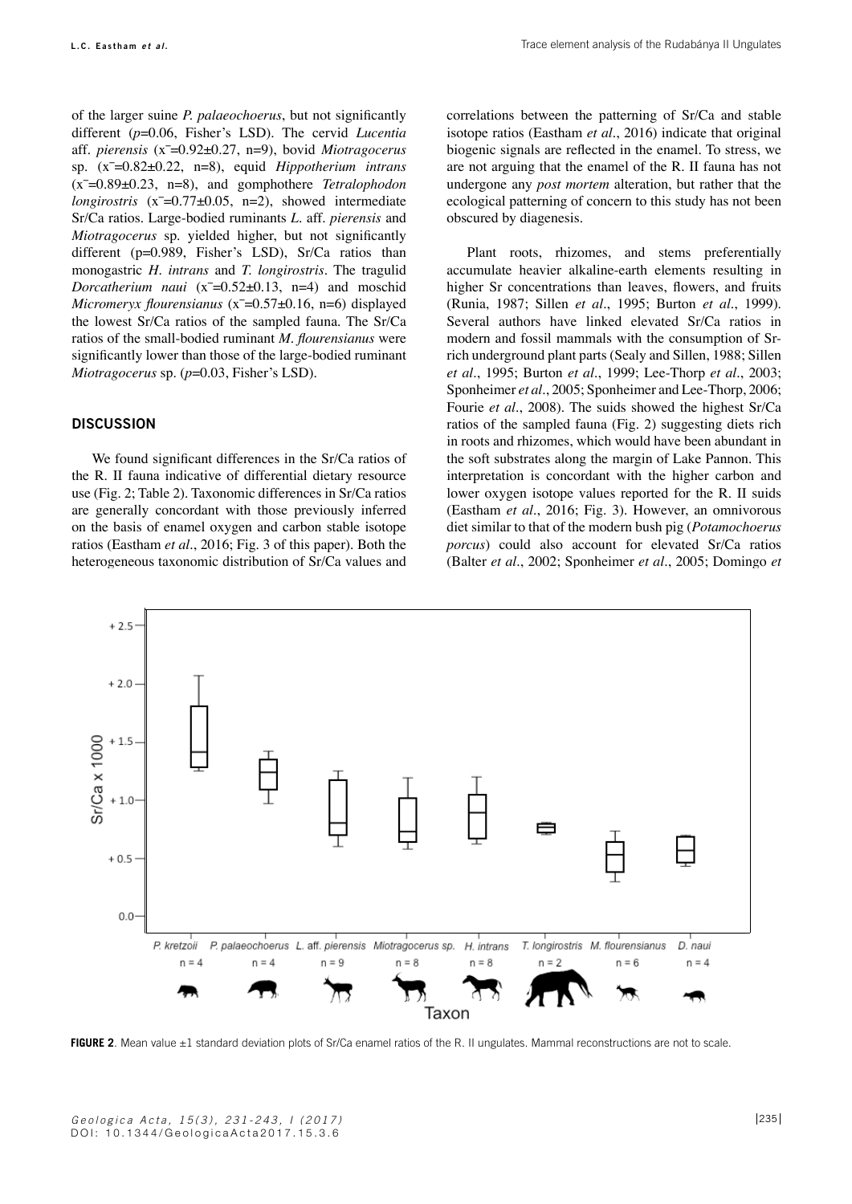of the larger suine *P. palaeochoerus*, but not significantly different ($p$=0.06, Fisher's LSD). The cervid *Lucentia* aff. *pierensis* ($\bar{x}$=0.92±0.27, n=9), bovid *Miotragocerus* sp. ($\bar{x}$=0.82±0.22, n=8), equid *Hippotherium intrans* ($\bar{x}$=0.89±0.23, n=8), and gomphothere *Tetralophodon longirostris* ($\bar{x}$=0.77±0.05, n=2), showed intermediate Sr/Ca ratios. Large-bodied ruminants *L.* aff. *pierensis* and *Miotragocerus* sp. yielded higher, but not significantly different (p=0.989, Fisher's LSD), Sr/Ca ratios than monogastric *H. intrans* and *T. longirostris*. The tragulid *Dorcatherium naui* ($\bar{x}$=0.52±0.13, n=4) and moschid *Micromeryx flourensianus* ($\bar{x}$=0.57±0.16, n=6) displayed the lowest Sr/Ca ratios of the sampled fauna. The Sr/Ca ratios of the small-bodied ruminant *M. flourensianus* were significantly lower than those of the large-bodied ruminant *Miotragocerus* sp. ($p$=0.03, Fisher's LSD).

## DISCUSSION

We found significant differences in the Sr/Ca ratios of the R. II fauna indicative of differential dietary resource use (Fig. 2; Table 2). Taxonomic differences in Sr/Ca ratios are generally concordant with those previously inferred on the basis of enamel oxygen and carbon stable isotope ratios (Eastham *et al*., 2016; Fig. 3 of this paper). Both the heterogeneous taxonomic distribution of Sr/Ca values and correlations between the patterning of Sr/Ca and stable isotope ratios (Eastham *et al*., 2016) indicate that original biogenic signals are reflected in the enamel. To stress, we are not arguing that the enamel of the R. II fauna has not undergone any *post mortem* alteration, but rather that the ecological patterning of concern to this study has not been obscured by diagenesis.

Plant roots, rhizomes, and stems preferentially accumulate heavier alkaline-earth elements resulting in higher Sr concentrations than leaves, flowers, and fruits (Runia, 1987; Sillen *et al*., 1995; Burton *et al*., 1999). Several authors have linked elevated Sr/Ca ratios in modern and fossil mammals with the consumption of Sr-rich underground plant parts (Sealy and Sillen, 1988; Sillen *et al*., 1995; Burton *et al*., 1999; Lee-Thorp *et al*., 2003; Sponheimer *et al*., 2005; Sponheimer and Lee-Thorp, 2006; Fourie *et al*., 2008). The suids showed the highest Sr/Ca ratios of the sampled fauna (Fig. 2) suggesting diets rich in roots and rhizomes, which would have been abundant in the soft substrates along the margin of Lake Pannon. This interpretation is concordant with the higher carbon and lower oxygen isotope values reported for the R. II suids (Eastham *et al*., 2016; Fig. 3). However, an omnivorous diet similar to that of the modern bush pig (*Potamochoerus porcus*) could also account for elevated Sr/Ca ratios (Balter *et al*., 2002; Sponheimer *et al*., 2005; Domingo *et*

**FIGURE 2**. Mean value ±1 standard deviation plots of Sr/Ca enamel ratios of the R. II ungulates. Mammal reconstructions are not to scale.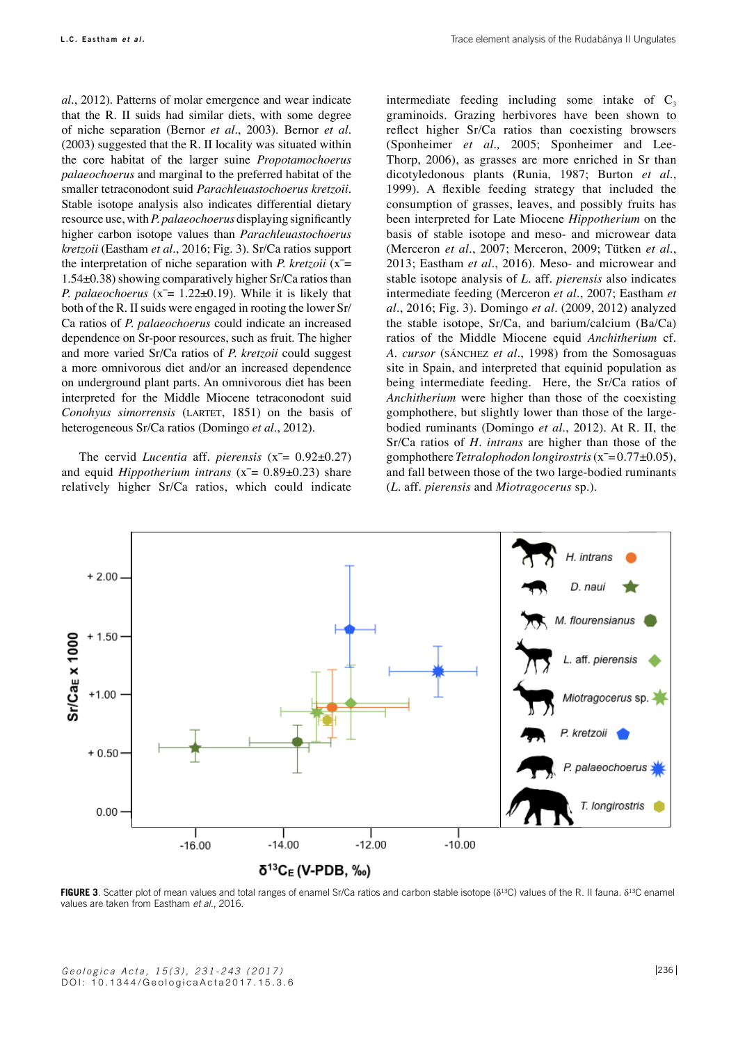*al.*, 2012). Patterns of molar emergence and wear indicate that the R. II suids had similar diets, with some degree of niche separation (Bernor *et al.*, 2003). Bernor *et al.* (2003) suggested that the R. II locality was situated within the core habitat of the larger suine *Propotamochoerus palaeochoerus* and marginal to the preferred habitat of the smaller tetraconodont suid *Parachleuastochoerus kretzoii*. Stable isotope analysis also indicates differential dietary resource use, with *P. palaeochoerus* displaying significantly higher carbon isotope values than *Parachleuastochoerus kretzoii* (Eastham *et al.*, 2016; Fig. 3). Sr/Ca ratios support the interpretation of niche separation with *P. kretzoii* ($\bar{x}$= 1.54±0.38) showing comparatively higher Sr/Ca ratios than *P. palaeochoerus* ($\bar{x}$= 1.22±0.19). While it is likely that both of the R. II suids were engaged in rooting the lower Sr/Ca ratios of *P. palaeochoerus* could indicate an increased dependence on Sr-poor resources, such as fruit. The higher and more varied Sr/Ca ratios of *P. kretzoii* could suggest a more omnivorous diet and/or an increased dependence on underground plant parts. An omnivorous diet has been interpreted for the Middle Miocene tetraconodont suid *Conohyus simorrensis* (LARTET, 1851) on the basis of heterogeneous Sr/Ca ratios (Domingo *et al.*, 2012).

The cervid *Lucentia* aff. *pierensis* ($\bar{x}$= 0.92±0.27) and equid *Hippotherium intrans* ($\bar{x}$= 0.89±0.23) share relatively higher Sr/Ca ratios, which could indicate intermediate feeding including some intake of $C_3$ graminoids. Grazing herbivores have been shown to reflect higher Sr/Ca ratios than coexisting browsers (Sponheimer *et al.,* 2005; Sponheimer and Lee-Thorp, 2006), as grasses are more enriched in Sr than dicotyledonous plants (Runia, 1987; Burton *et al.*, 1999). A flexible feeding strategy that included the consumption of grasses, leaves, and possibly fruits has been interpreted for Late Miocene *Hippotherium* on the basis of stable isotope and meso- and microwear data (Merceron *et al.*, 2007; Merceron, 2009; Tütken *et al.*, 2013; Eastham *et al.*, 2016). Meso- and microwear and stable isotope analysis of *L.* aff. *piersensis* also indicates intermediate feeding (Merceron *et al.*, 2007; Eastham *et al.*, 2016; Fig. 3). Domingo *et al.* (2009, 2012) analyzed the stable isotope, Sr/Ca, and barium/calcium (Ba/Ca) ratios of the Middle Miocene equid *Anchitherium* cf. *A. cursor* (SÁNCHEZ *et al.*, 1998) from the Somosaguas site in Spain, and interpreted that equinid population as being intermediate feeding. Here, the Sr/Ca ratios of *Anchitherium* were higher than those of the coexisting gomphothere, but slightly lower than those of the large-bodied ruminants (Domingo *et al.*, 2012). At R. II, the Sr/Ca ratios of *H. intrans* are higher than those of the gomphothere *Tetralophodon longirostris* ($\bar{x}$=0.77±0.05), and fall between those of the two large-bodied ruminants (*L.* aff. *pierensis* and *Miotragocerus* sp.).

**FIGURE 3**. Scatter plot of mean values and total ranges of enamel Sr/Ca ratios and carbon stable isotope ($\delta^{13}C$) values of the R. II fauna. $\delta^{13}C$ enamel values are taken from Eastham *et al.*, 2016.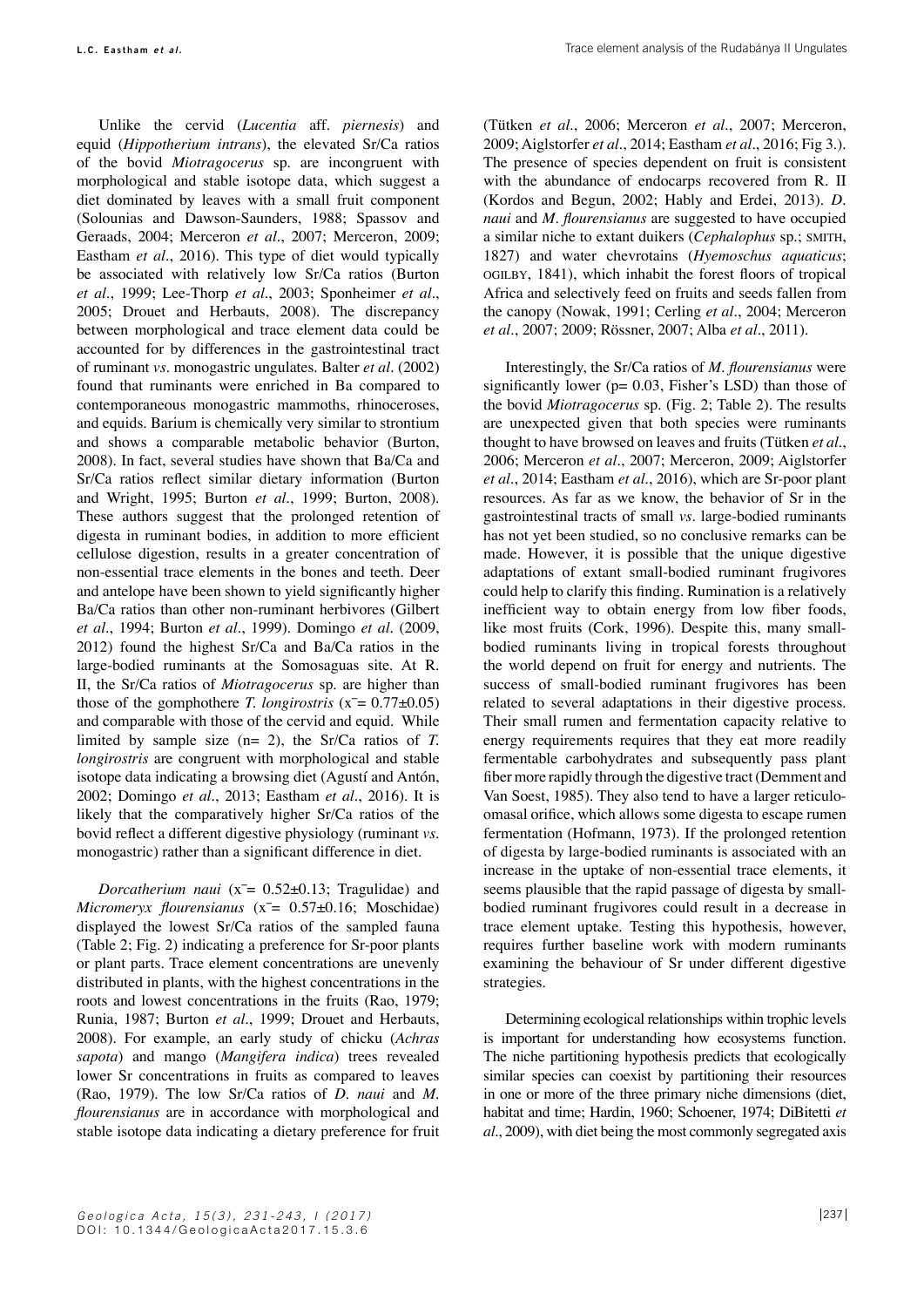Unlike the cervid (*Lucentia* aff. *piernesis*) and equid (*Hippotherium intrans*), the elevated Sr/Ca ratios of the bovid *Miotragocerus* sp. are incongruent with morphological and stable isotope data, which suggest a diet dominated by leaves with a small fruit component (Solounias and Dawson-Saunders, 1988; Spassov and Geraads, 2004; Merceron *et al*., 2007; Merceron, 2009; Eastham *et al*., 2016). This type of diet would typically be associated with relatively low Sr/Ca ratios (Burton *et al*., 1999; Lee-Thorp *et al*., 2003; Sponheimer *et al*., 2005; Drouet and Herbauts, 2008). The discrepancy between morphological and trace element data could be accounted for by differences in the gastrointestinal tract of ruminant *vs*. monogastric ungulates. Balter *et al*. (2002) found that ruminants were enriched in Ba compared to contemporaneous monogastric mammoths, rhinoceroses, and equids. Barium is chemically very similar to strontium and shows a comparable metabolic behavior (Burton, 2008). In fact, several studies have shown that Ba/Ca and Sr/Ca ratios reflect similar dietary information (Burton and Wright, 1995; Burton *et al*., 1999; Burton, 2008). These authors suggest that the prolonged retention of digesta in ruminant bodies, in addition to more efficient cellulose digestion, results in a greater concentration of non-essential trace elements in the bones and teeth. Deer and antelope have been shown to yield significantly higher Ba/Ca ratios than other non-ruminant herbivores (Gilbert *et al*., 1994; Burton *et al*., 1999). Domingo *et al*. (2009, 2012) found the highest Sr/Ca and Ba/Ca ratios in the large-bodied ruminants at the Somosaguas site. At R. II, the Sr/Ca ratios of *Miotragocerus* sp. are higher than those of the gomphothere *T. longirostris* ($\bar{x}$= 0.77±0.05) and comparable with those of the cervid and equid. While limited by sample size (n= 2), the Sr/Ca ratios of *T. longirostris* are congruent with morphological and stable isotope data indicating a browsing diet (Agustí and Antón, 2002; Domingo *et al*., 2013; Eastham *et al*., 2016). It is likely that the comparatively higher Sr/Ca ratios of the bovid reflect a different digestive physiology (ruminant *vs*. monogastric) rather than a significant difference in diet.

*Dorcatherium naui* ($\bar{x}$= 0.52±0.13; Tragulidae) and *Micromeryx flourensianus* ($\bar{x}$= 0.57±0.16; Moschidae) displayed the lowest Sr/Ca ratios of the sampled fauna (Table 2; Fig. 2) indicating a preference for Sr-poor plants or plant parts. Trace element concentrations are unevenly distributed in plants, with the highest concentrations in the roots and lowest concentrations in the fruits (Rao, 1979; Runia, 1987; Burton *et al*., 1999; Drouet and Herbauts, 2008). For example, an early study of chicku (*Achras sapota*) and mango (*Mangifera indica*) trees revealed lower Sr concentrations in fruits as compared to leaves (Rao, 1979). The low Sr/Ca ratios of *D. naui* and *M. flourensianus* are in accordance with morphological and stable isotope data indicating a dietary preference for fruit (Tütken *et al*., 2006; Merceron *et al*., 2007; Merceron, 2009; Aiglstorfer *et al*., 2014; Eastham *et al*., 2016; Fig 3.). The presence of species dependent on fruit is consistent with the abundance of endocarps recovered from R. II (Kordos and Begun, 2002; Hably and Erdei, 2013). *D. naui* and *M. flourensianus* are suggested to have occupied a similar niche to extant duikers (*Cephalophus* sp.; SMITH, 1827) and water chevrotains (*Hyemoschus aquaticus*; OGILBY, 1841), which inhabit the forest floors of tropical Africa and selectively feed on fruits and seeds fallen from the canopy (Nowak, 1991; Cerling *et al*., 2004; Merceron *et al*., 2007; 2009; Rössner, 2007; Alba *et al*., 2011).

Interestingly, the Sr/Ca ratios of *M. flourensianus* were significantly lower (p= 0.03, Fisher's LSD) than those of the bovid *Miotragocerus* sp. (Fig. 2; Table 2). The results are unexpected given that both species were ruminants thought to have browsed on leaves and fruits (Tütken *et al*., 2006; Merceron *et al*., 2007; Merceron, 2009; Aiglstorfer *et al*., 2014; Eastham *et al*., 2016), which are Sr-poor plant resources. As far as we know, the behavior of Sr in the gastrointestinal tracts of small *vs*. large-bodied ruminants has not yet been studied, so no conclusive remarks can be made. However, it is possible that the unique digestive adaptations of extant small-bodied ruminant frugivores could help to clarify this finding. Rumination is a relatively inefficient way to obtain energy from low fiber foods, like most fruits (Cork, 1996). Despite this, many small-bodied ruminants living in tropical forests throughout the world depend on fruit for energy and nutrients. The success of small-bodied ruminant frugivores has been related to several adaptations in their digestive process. Their small rumen and fermentation capacity relative to energy requirements requires that they eat more readily fermentable carbohydrates and subsequently pass plant fiber more rapidly through the digestive tract (Demment and Van Soest, 1985). They also tend to have a larger reticulo-omasal orifice, which allows some digesta to escape rumen fermentation (Hofmann, 1973). If the prolonged retention of digesta by large-bodied ruminants is associated with an increase in the uptake of non-essential trace elements, it seems plausible that the rapid passage of digesta by small-bodied ruminant frugivores could result in a decrease in trace element uptake. Testing this hypothesis, however, requires further baseline work with modern ruminants examining the behaviour of Sr under different digestive strategies.

Determining ecological relationships within trophic levels is important for understanding how ecosystems function. The niche partitioning hypothesis predicts that ecologically similar species can coexist by partitioning their resources in one or more of the three primary niche dimensions (diet, habitat and time; Hardin, 1960; Schoener, 1974; DiBitetti *et al*., 2009), with diet being the most commonly segregated axis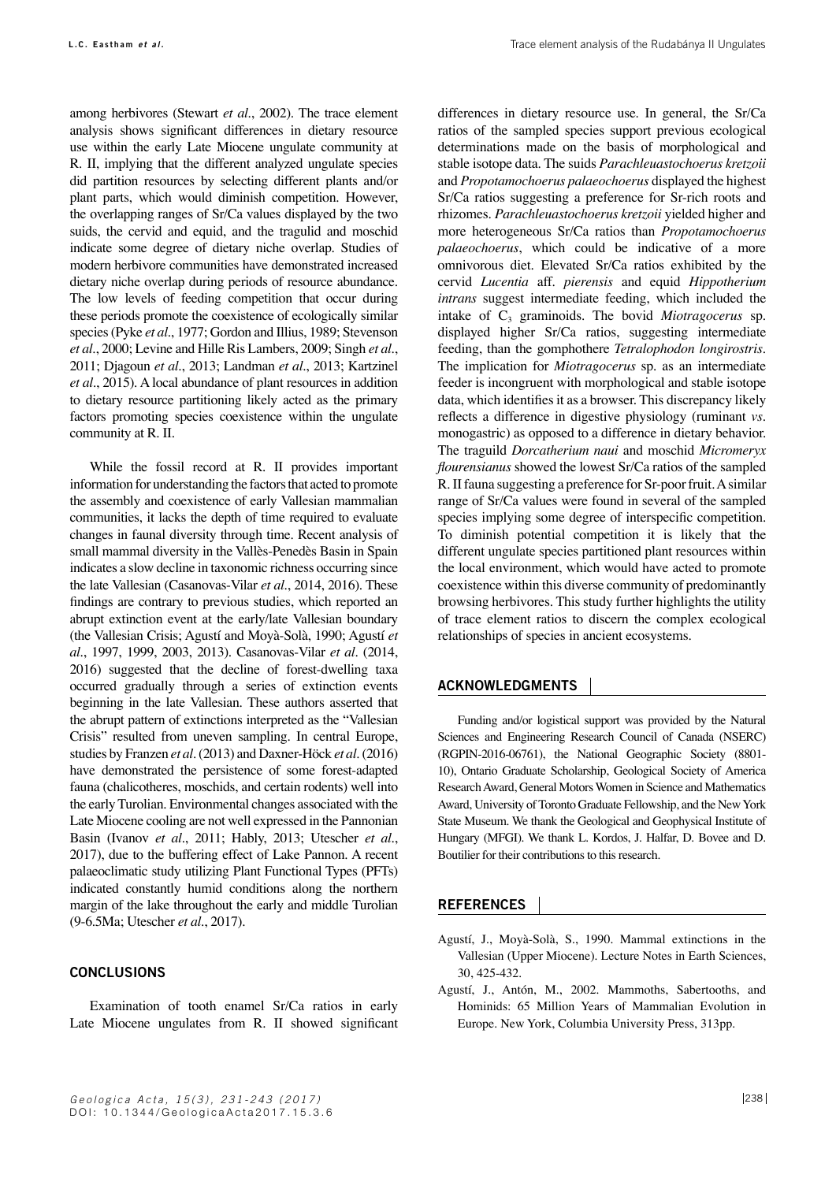among herbivores (Stewart *et al*., 2002). The trace element analysis shows significant differences in dietary resource use within the early Late Miocene ungulate community at R. II, implying that the different analyzed ungulate species did partition resources by selecting different plants and/or plant parts, which would diminish competition. However, the overlapping ranges of Sr/Ca values displayed by the two suids, the cervid and equid, and the tragulid and moschid indicate some degree of dietary niche overlap. Studies of modern herbivore communities have demonstrated increased dietary niche overlap during periods of resource abundance. The low levels of feeding competition that occur during these periods promote the coexistence of ecologically similar species (Pyke *et al*., 1977; Gordon and Illius, 1989; Stevenson *et al*., 2000; Levine and Hille Ris Lambers, 2009; Singh *et al*., 2011; Djagoun *et al*., 2013; Landman *et al*., 2013; Kartzinel *et al*., 2015). A local abundance of plant resources in addition to dietary resource partitioning likely acted as the primary factors promoting species coexistence within the ungulate community at R. II.

While the fossil record at R. II provides important information for understanding the factors that acted to promote the assembly and coexistence of early Vallesian mammalian communities, it lacks the depth of time required to evaluate changes in faunal diversity through time. Recent analysis of small mammal diversity in the Vallès-Penedès Basin in Spain indicates a slow decline in taxonomic richness occurring since the late Vallesian (Casanovas-Vilar *et al*., 2014, 2016). These findings are contrary to previous studies, which reported an abrupt extinction event at the early/late Vallesian boundary (the Vallesian Crisis; Agustí and Moyà-Solà, 1990; Agustí *et al*., 1997, 1999, 2003, 2013). Casanovas-Vilar *et al*. (2014, 2016) suggested that the decline of forest-dwelling taxa occurred gradually through a series of extinction events beginning in the late Vallesian. These authors asserted that the abrupt pattern of extinctions interpreted as the "Vallesian Crisis" resulted from uneven sampling. In central Europe, studies by Franzen *et al*. (2013) and Daxner-Höck *et al*. (2016) have demonstrated the persistence of some forest-adapted fauna (chalicotheres, moschids, and certain rodents) well into the early Turolian. Environmental changes associated with the Late Miocene cooling are not well expressed in the Pannonian Basin (Ivanov *et al*., 2011; Hably, 2013; Utescher *et al*., 2017), due to the buffering effect of Lake Pannon. A recent palaeoclimatic study utilizing Plant Functional Types (PFTs) indicated constantly humid conditions along the northern margin of the lake throughout the early and middle Turolian (9-6.5Ma; Utescher *et al*., 2017).

## CONCLUSIONS

Examination of tooth enamel Sr/Ca ratios in early Late Miocene ungulates from R. II showed significant differences in dietary resource use. In general, the Sr/Ca ratios of the sampled species support previous ecological determinations made on the basis of morphological and stable isotope data. The suids *Parachleuastochoerus kretzoii* and *Propotamochoerus palaeochoerus* displayed the highest Sr/Ca ratios suggesting a preference for Sr-rich roots and rhizomes. *Parachleuastochoerus kretzoii* yielded higher and more heterogeneous Sr/Ca ratios than *Propotamochoerus palaeochoerus*, which could be indicative of a more omnivorous diet. Elevated Sr/Ca ratios exhibited by the cervid *Lucentia* aff. *pierensis* and equid *Hippotherium intrans* suggest intermediate feeding, which included the intake of $C_3$ graminoids. The bovid *Miotragocerus* sp. displayed higher Sr/Ca ratios, suggesting intermediate feeding, than the gomphothere *Tetralophodon longirostris*. The implication for *Miotragocerus* sp. as an intermediate feeder is incongruent with morphological and stable isotope data, which identifies it as a browser. This discrepancy likely reflects a difference in digestive physiology (ruminant *vs*. monogastric) as opposed to a difference in dietary behavior. The traguild *Dorcatherium naui* and moschid *Micromeryx flourensianus* showed the lowest Sr/Ca ratios of the sampled R. II fauna suggesting a preference for Sr-poor fruit. A similar range of Sr/Ca values were found in several of the sampled species implying some degree of interspecific competition. To diminish potential competition it is likely that the different ungulate species partitioned plant resources within the local environment, which would have acted to promote coexistence within this diverse community of predominantly browsing herbivores. This study further highlights the utility of trace element ratios to discern the complex ecological relationships of species in ancient ecosystems.

## ACKNOWLEDGMENTS

Funding and/or logistical support was provided by the Natural Sciences and Engineering Research Council of Canada (NSERC) (RGPIN-2016-06761), the National Geographic Society (8801-10), Ontario Graduate Scholarship, Geological Society of America Research Award, General Motors Women in Science and Mathematics Award, University of Toronto Graduate Fellowship, and the New York State Museum. We thank the Geological and Geophysical Institute of Hungary (MFGI). We thank L. Kordos, J. Halfar, D. Bovee and D. Boutilier for their contributions to this research.

## REFERENCES

Agustí, J., Moyà-Solà, S., 1990. Mammal extinctions in the Vallesian (Upper Miocene). Lecture Notes in Earth Sciences, 30, 425-432.

Agustí, J., Antón, M., 2002. Mammoths, Sabertooths, and Hominids: 65 Million Years of Mammalian Evolution in Europe. New York, Columbia University Press, 313pp.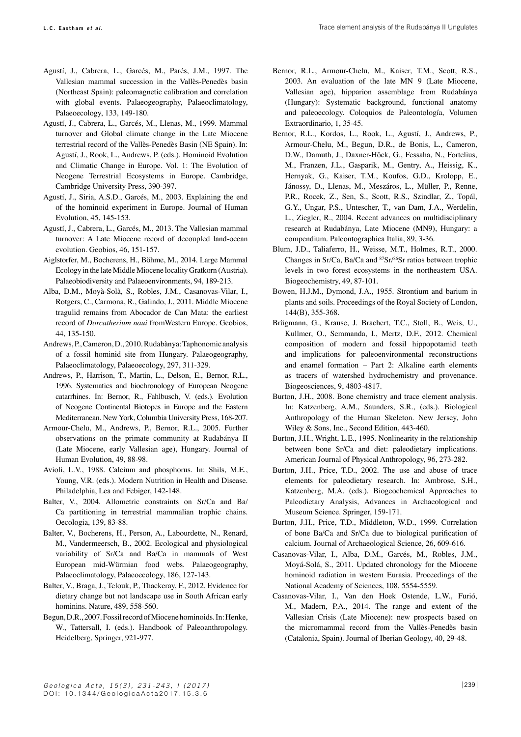Agustí, J., Cabrera, L., Garcés, M., Parés, J.M., 1997. The Vallesian mammal succession in the Vallès-Penedès basin (Northeast Spain): paleomagnetic calibration and correlation with global events. Palaeogeography, Palaeoclimatology, Palaeoecology, 133, 149-180.

Agustí, J., Cabrera, L., Garcés, M., Llenas, M., 1999. Mammal turnover and Global climate change in the Late Miocene terrestrial record of the Vallès-Penedès Basin (NE Spain). In: Agustí, J., Rook, L., Andrews, P. (eds.). Hominoid Evolution and Climatic Change in Europe. Vol. 1: The Evolution of Neogene Terrestrial Ecosystems in Europe. Cambridge, Cambridge University Press, 390-397.

Agustí, J., Siria, A.S.D., Garcés, M., 2003. Explaining the end of the hominoid experiment in Europe. Journal of Human Evolution, 45, 145-153.

Agustí, J., Cabrera, L., Garcés, M., 2013. The Vallesian mammal turnover: A Late Miocene record of decoupled land-ocean evolution. Geobios, 46, 151-157.

Aiglstorfer, M., Bocherens, H., Böhme, M., 2014. Large Mammal Ecology in the late Middle Miocene locality Gratkorn (Austria). Palaeobiodiversity and Palaeoenvironments, 94, 189-213.

Alba, D.M., Moyà-Solà, S., Robles, J.M., Casanovas-Vilar, I., Rotgers, C., Carmona, R., Galindo, J., 2011. Middle Miocene tragulid remains from Abocador de Can Mata: the earliest record of *Dorcatherium naui* fromWestern Europe. Geobios, 44, 135-150.

Andrews, P., Cameron, D., 2010. Rudabànya: Taphonomic analysis of a fossil hominid site from Hungary. Palaeogeography, Palaeoclimatology, Palaeoecology, 297, 311-329.

Andrews, P., Harrison, T., Martin, L., Delson, E., Bernor, R.L., 1996. Systematics and biochronology of European Neogene catarrhines. In: Bernor, R., Fahlbusch, V. (eds.). Evolution of Neogene Continental Biotopes in Europe and the Eastern Mediterranean. New York, Columbia University Press, 168-207.

Armour-Chelu, M., Andrews, P., Bernor, R.L., 2005. Further observations on the primate community at Rudabánya II (Late Miocene, early Vallesian age), Hungary. Journal of Human Evolution, 49, 88-98.

Avioli, L.V., 1988. Calcium and phosphorus. In: Shils, M.E., Young, V.R. (eds.). Modern Nutrition in Health and Disease. Philadelphia, Lea and Febiger, 142-148.

Balter, V., 2004. Allometric constraints on Sr/Ca and Ba/Ca partitioning in terrestrial mammalian trophic chains. Oecologia, 139, 83-88.

Balter, V., Bocherens, H., Person, A., Labourdette, N., Renard, M., Vandermeersch, B., 2002. Ecological and physiological variability of Sr/Ca and Ba/Ca in mammals of West European mid-Würmian food webs. Palaeogeography, Palaeoclimatology, Palaeoecology, 186, 127-143.

Balter, V., Braga, J., Telouk, P., Thackeray, F., 2012. Evidence for dietary change but not landscape use in South African early hominins. Nature, 489, 558-560.

Begun, D.R., 2007. Fossil record of Miocene hominoids. In: Henke, W., Tattersall, I. (eds.). Handbook of Paleoanthropology. Heidelberg, Springer, 921-977.

Bernor, R.L., Armour-Chelu, M., Kaiser, T.M., Scott, R.S., 2003. An evaluation of the late MN 9 (Late Miocene, Vallesian age), hipparion assemblage from Rudabánya (Hungary): Systematic background, functional anatomy and paleoecology. Coloquios de Paleontología, Volumen Extraordinario, 1, 35-45.

Bernor, R.L., Kordos, L., Rook, L., Agustí, J., Andrews, P., Armour-Chelu, M., Begun, D.R., de Bonis, L., Cameron, D.W., Damuth, J., Daxner-Höck, G., Fessaha, N., Fortelius, M., Franzen, J.L., Gasparik, M., Gentry, A., Heissig, K., Hernyak, G., Kaiser, T.M., Koufos, G.D., Krolopp, E., Jánossy, D., Llenas, M., Meszáros, L., Müller, P., Renne, P.R., Rocek, Z., Sen, S., Scott, R.S., Szindlar, Z., Topál, G.Y., Ungar, P.S., Untescher, T., van Dam, J.A., Werdelin, L., Ziegler, R., 2004. Recent advances on multidisciplinary research at Rudabánya, Late Miocene (MN9), Hungary: a compendium. Paleontographica Italia, 89, 3-36.

Blum, J.D., Taliaferro, H., Weisse, M.T., Holmes, R.T., 2000. Changes in Sr/Ca, Ba/Ca and $^{87}Sr/^{86}Sr$ ratios between trophic levels in two forest ecosystems in the northeastern USA. Biogeochemistry, 49, 87-101.

Bowen, H.J.M., Dymond, J.A., 1955. Strontium and barium in plants and soils. Proceedings of the Royal Society of London, 144(B), 355-368.

Brügmann, G., Krause, J. Brachert, T.C., Stoll, B., Weis, U., Kullmer, O., Semmanda, I., Mertz, D.F., 2012. Chemical composition of modern and fossil hippopotamid teeth and implications for paleoenvironmental reconstructions and enamel formation – Part 2: Alkaline earth elements as tracers of watershed hydrochemistry and provenance. Biogeosciences, 9, 4803-4817.

Burton, J.H., 2008. Bone chemistry and trace element analysis. In: Katzenberg, A.M., Saunders, S.R., (eds.). Biological Anthropology of the Human Skeleton. New Jersey, John Wiley & Sons, Inc., Second Edition, 443-460.

Burton, J.H., Wright, L.E., 1995. Nonlinearity in the relationship between bone Sr/Ca and diet: paleodietary implications. American Journal of Physical Anthropology, 96, 273-282.

Burton, J.H., Price, T.D., 2002. The use and abuse of trace elements for paleodietary research. In: Ambrose, S.H., Katzenberg, M.A. (eds.). Biogeochemical Approaches to Paleodietary Analysis, Advances in Archaeological and Museum Science. Springer, 159-171.

Burton, J.H., Price, T.D., Middleton, W.D., 1999. Correlation of bone Ba/Ca and Sr/Ca due to biological purification of calcium. Journal of Archaeological Science, 26, 609-616.

Casanovas-Vilar, I., Alba, D.M., Garcés, M., Robles, J.M., Moyá-Solá, S., 2011. Updated chronology for the Miocene hominoid radiation in western Eurasia. Proceedings of the National Academy of Sciences, 108, 5554-5559.

Casanovas-Vilar, I., Van den Hoek Ostende, L.W., Furió, M., Madern, P.A., 2014. The range and extent of the Vallesian Crisis (Late Miocene): new prospects based on the micromammal record from the Vallès-Penedès basin (Catalonia, Spain). Journal of Iberian Geology, 40, 29-48.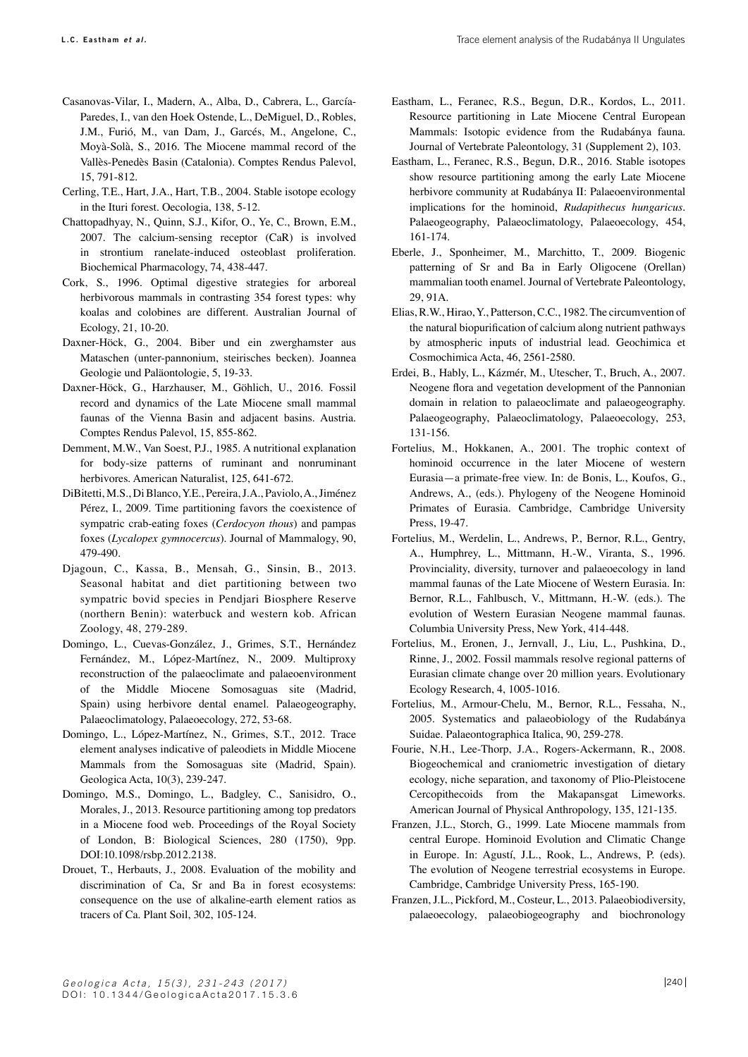Casanovas-Vilar, I., Madern, A., Alba, D., Cabrera, L., García-Paredes, I., van den Hoek Ostende, L., DeMiguel, D., Robles, J.M., Furió, M., van Dam, J., Garcés, M., Angelone, C., Moyà-Solà, S., 2016. The Miocene mammal record of the Vallès-Penedès Basin (Catalonia). Comptes Rendus Palevol, 15, 791-812.

Cerling, T.E., Hart, J.A., Hart, T.B., 2004. Stable isotope ecology in the Ituri forest. Oecologia, 138, 5-12.

Chattopadhyay, N., Quinn, S.J., Kifor, O., Ye, C., Brown, E.M., 2007. The calcium-sensing receptor (CaR) is involved in strontium ranelate-induced osteoblast proliferation. Biochemical Pharmacology, 74, 438-447.

Cork, S., 1996. Optimal digestive strategies for arboreal herbivorous mammals in contrasting 354 forest types: why koalas and colobines are different. Australian Journal of Ecology, 21, 10-20.

Daxner-Höck, G., 2004. Biber und ein zwerghamster aus Mataschen (unter-pannonium, steirisches becken). Joannea Geologie und Paläontologie, 5, 19-33.

Daxner-Höck, G., Harzhauser, M., Göhlich, U., 2016. Fossil record and dynamics of the Late Miocene small mammal faunas of the Vienna Basin and adjacent basins. Austria. Comptes Rendus Palevol, 15, 855-862.

Demment, M.W., Van Soest, P.J., 1985. A nutritional explanation for body-size patterns of ruminant and nonruminant herbivores. American Naturalist, 125, 641-672.

DiBitetti, M.S., Di Blanco, Y.E., Pereira, J.A., Paviolo, A., Jiménez Pérez, I., 2009. Time partitioning favors the coexistence of sympatric crab-eating foxes (*Cerdocyon thous*) and pampas foxes (*Lycalopex gymnocercus*). Journal of Mammalogy, 90, 479-490.

Djagoun, C., Kassa, B., Mensah, G., Sinsin, B., 2013. Seasonal habitat and diet partitioning between two sympatric bovid species in Pendjari Biosphere Reserve (northern Benin): waterbuck and western kob. African Zoology, 48, 279-289.

Domingo, L., Cuevas-González, J., Grimes, S.T., Hernández Fernández, M., López-Martínez, N., 2009. Multiproxy reconstruction of the palaeoclimate and palaeoenvironment of the Middle Miocene Somosaguas site (Madrid, Spain) using herbivore dental enamel. Palaeogeography, Palaeoclimatology, Palaeoecology, 272, 53-68.

Domingo, L., López-Martínez, N., Grimes, S.T., 2012. Trace element analyses indicative of paleodiets in Middle Miocene Mammals from the Somosaguas site (Madrid, Spain). Geologica Acta, 10(3), 239-247.

Domingo, M.S., Domingo, L., Badgley, C., Sanisidro, O., Morales, J., 2013. Resource partitioning among top predators in a Miocene food web. Proceedings of the Royal Society of London, B: Biological Sciences, 280 (1750), 9pp. DOI:10.1098/rsbp.2012.2138.

Drouet, T., Herbauts, J., 2008. Evaluation of the mobility and discrimination of Ca, Sr and Ba in forest ecosystems: consequence on the use of alkaline-earth element ratios as tracers of Ca. Plant Soil, 302, 105-124.

Eastham, L., Feranec, R.S., Begun, D.R., Kordos, L., 2011. Resource partitioning in Late Miocene Central European Mammals: Isotopic evidence from the Rudabánya fauna. Journal of Vertebrate Paleontology, 31 (Supplement 2), 103.

Eastham, L., Feranec, R.S., Begun, D.R., 2016. Stable isotopes show resource partitioning among the early Late Miocene herbivore community at Rudabánya II: Palaeoenvironmental implications for the hominoid, *Rudapithecus hungaricus*. Palaeogeography, Palaeoclimatology, Palaeoecology, 454, 161-174.

Eberle, J., Sponheimer, M., Marchitto, T., 2009. Biogenic patterning of Sr and Ba in Early Oligocene (Orellan) mammalian tooth enamel. Journal of Vertebrate Paleontology, 29, 91A.

Elias, R.W., Hirao, Y., Patterson, C.C., 1982. The circumvention of the natural biopurification of calcium along nutrient pathways by atmospheric inputs of industrial lead. Geochimica et Cosmochimica Acta, 46, 2561-2580.

Erdei, B., Hably, L., Kázmér, M., Utescher, T., Bruch, A., 2007. Neogene flora and vegetation development of the Pannonian domain in relation to palaeoclimate and palaeogeography. Palaeogeography, Palaeoclimatology, Palaeoecology, 253, 131-156.

Fortelius, M., Hokkanen, A., 2001. The trophic context of hominoid occurrence in the later Miocene of western Eurasia—a primate-free view. In: de Bonis, L., Koufos, G., Andrews, A., (eds.). Phylogeny of the Neogene Hominoid Primates of Eurasia. Cambridge, Cambridge University Press, 19-47.

Fortelius, M., Werdelin, L., Andrews, P., Bernor, R.L., Gentry, A., Humphrey, L., Mittmann, H.-W., Viranta, S., 1996. Provinciality, diversity, turnover and palaeoecology in land mammal faunas of the Late Miocene of Western Eurasia. In: Bernor, R.L., Fahlbusch, V., Mittmann, H.-W. (eds.). The evolution of Western Eurasian Neogene mammal faunas. Columbia University Press, New York, 414-448.

Fortelius, M., Eronen, J., Jernvall, J., Liu, L., Pushkina, D., Rinne, J., 2002. Fossil mammals resolve regional patterns of Eurasian climate change over 20 million years. Evolutionary Ecology Research, 4, 1005-1016.

Fortelius, M., Armour-Chelu, M., Bernor, R.L., Fessaha, N., 2005. Systematics and palaeobiology of the Rudabánya Suidae. Palaeontographica Italica, 90, 259-278.

Fourie, N.H., Lee-Thorp, J.A., Rogers-Ackermann, R., 2008. Biogeochemical and craniometric investigation of dietary ecology, niche separation, and taxonomy of Plio-Pleistocene Cercopithecoids from the Makapansgat Limeworks. American Journal of Physical Anthropology, 135, 121-135.

Franzen, J.L., Storch, G., 1999. Late Miocene mammals from central Europe. Hominoid Evolution and Climatic Change in Europe. In: Agustí, J.L., Rook, L., Andrews, P. (eds). The evolution of Neogene terrestrial ecosystems in Europe. Cambridge, Cambridge University Press, 165-190.

Franzen, J.L., Pickford, M., Costeur, L., 2013. Palaeobiodiversity, palaeoecology, palaeobiogeography and biochronology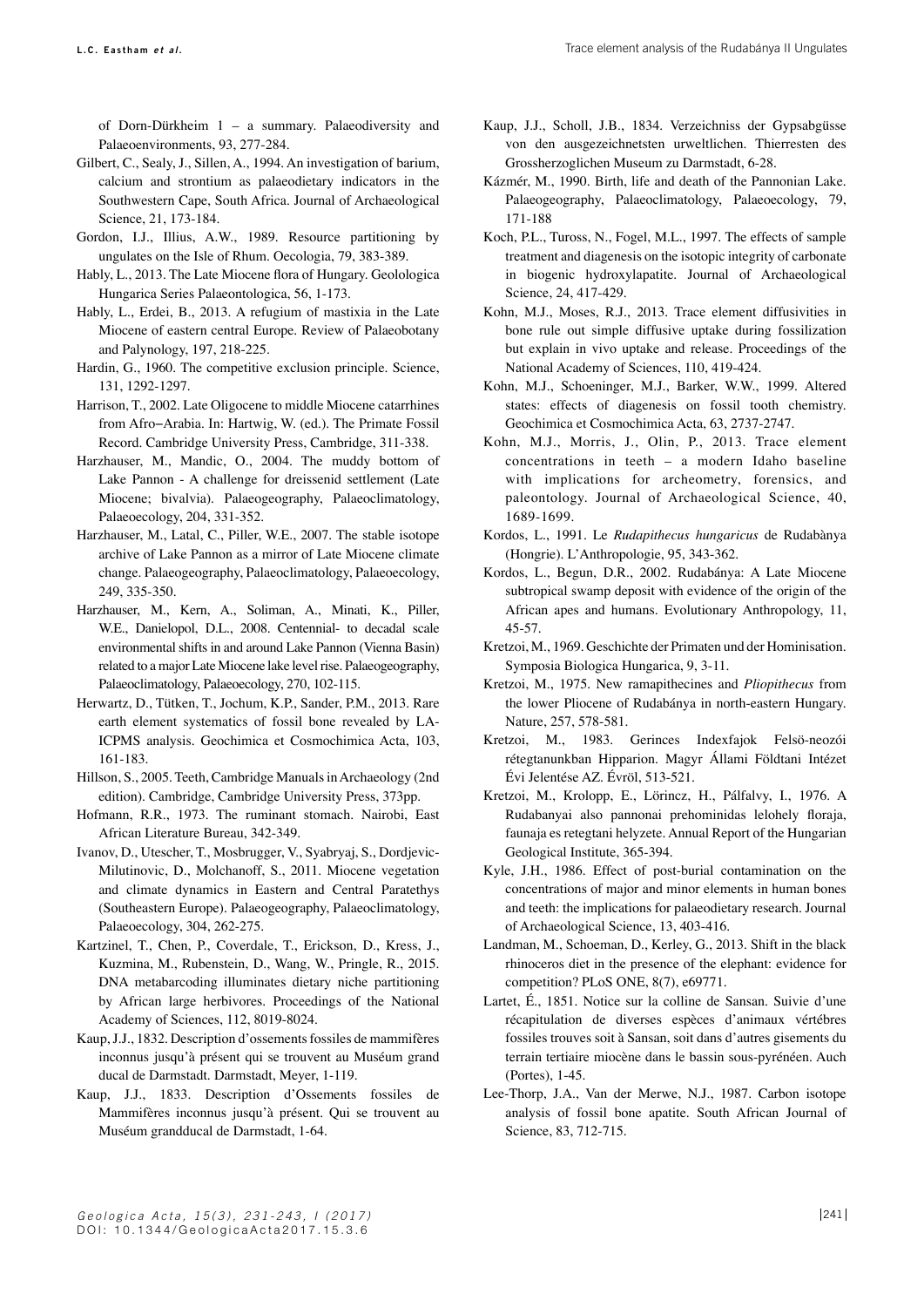of Dorn-Dürkheim 1 – a summary. Palaeodiversity and Palaeoenvironments, 93, 277-284.

Gilbert, C., Sealy, J., Sillen, A., 1994. An investigation of barium, calcium and strontium as palaeodietary indicators in the Southwestern Cape, South Africa. Journal of Archaeological Science, 21, 173-184.

Gordon, I.J., Illius, A.W., 1989. Resource partitioning by ungulates on the Isle of Rhum. Oecologia, 79, 383-389.

Hably, L., 2013. The Late Miocene flora of Hungary. Geolologica Hungarica Series Palaeontologica, 56, 1-173.

Hably, L., Erdei, B., 2013. A refugium of mastixia in the Late Miocene of eastern central Europe. Review of Palaeobotany and Palynology, 197, 218-225.

Hardin, G., 1960. The competitive exclusion principle. Science, 131, 1292-1297.

Harrison, T., 2002. Late Oligocene to middle Miocene catarrhines from Afro−Arabia. In: Hartwig, W. (ed.). The Primate Fossil Record. Cambridge University Press, Cambridge, 311-338.

Harzhauser, M., Mandic, O., 2004. The muddy bottom of Lake Pannon - A challenge for dreissenid settlement (Late Miocene; bivalvia). Palaeogeography, Palaeoclimatology, Palaeoecology, 204, 331-352.

Harzhauser, M., Latal, C., Piller, W.E., 2007. The stable isotope archive of Lake Pannon as a mirror of Late Miocene climate change. Palaeogeography, Palaeoclimatology, Palaeoecology, 249, 335-350.

Harzhauser, M., Kern, A., Soliman, A., Minati, K., Piller, W.E., Danielopol, D.L., 2008. Centennial- to decadal scale environmental shifts in and around Lake Pannon (Vienna Basin) related to a major Late Miocene lake level rise. Palaeogeography, Palaeoclimatology, Palaeoecology, 270, 102-115.

Herwartz, D., Tütken, T., Jochum, K.P., Sander, P.M., 2013. Rare earth element systematics of fossil bone revealed by LA-ICPMS analysis. Geochimica et Cosmochimica Acta, 103, 161-183.

Hillson, S., 2005. Teeth, Cambridge Manuals in Archaeology (2nd edition). Cambridge, Cambridge University Press, 373pp.

Hofmann, R.R., 1973. The ruminant stomach. Nairobi, East African Literature Bureau, 342-349.

Ivanov, D., Utescher, T., Mosbrugger, V., Syabryaj, S., Dordjevic-Milutinovic, D., Molchanoff, S., 2011. Miocene vegetation and climate dynamics in Eastern and Central Paratethys (Southeastern Europe). Palaeogeography, Palaeoclimatology, Palaeoecology, 304, 262-275.

Kartzinel, T., Chen, P., Coverdale, T., Erickson, D., Kress, J., Kuzmina, M., Rubenstein, D., Wang, W., Pringle, R., 2015. DNA metabarcoding illuminates dietary niche partitioning by African large herbivores. Proceedings of the National Academy of Sciences, 112, 8019-8024.

Kaup, J.J., 1832. Description d'ossements fossiles de mammifères inconnus jusqu'à présent qui se trouvent au Muséum grand ducal de Darmstadt. Darmstadt, Meyer, 1-119.

Kaup, J.J., 1833. Description d'Ossements fossiles de Mammifères inconnus jusqu'à présent. Qui se trouvent au Muséum grandducal de Darmstadt, 1-64.

Kaup, J.J., Scholl, J.B., 1834. Verzeichniss der Gypsabgüsse von den ausgezeichnetsten urweltlichen. Thierresten des Grossherzoglichen Museum zu Darmstadt, 6-28.

Kázmér, M., 1990. Birth, life and death of the Pannonian Lake. Palaeogeography, Palaeoclimatology, Palaeoecology, 79, 171-188

Koch, P.L., Tuross, N., Fogel, M.L., 1997. The effects of sample treatment and diagenesis on the isotopic integrity of carbonate in biogenic hydroxylapatite. Journal of Archaeological Science, 24, 417-429.

Kohn, M.J., Moses, R.J., 2013. Trace element diffusivities in bone rule out simple diffusive uptake during fossilization but explain in vivo uptake and release. Proceedings of the National Academy of Sciences, 110, 419-424.

Kohn, M.J., Schoeninger, M.J., Barker, W.W., 1999. Altered states: effects of diagenesis on fossil tooth chemistry. Geochimica et Cosmochimica Acta, 63, 2737-2747.

Kohn, M.J., Morris, J., Olin, P., 2013. Trace element concentrations in teeth – a modern Idaho baseline with implications for archeometry, forensics, and paleontology. Journal of Archaeological Science, 40, 1689-1699.

Kordos, L., 1991. Le *Rudapithecus hungaricus* de Rudabànya (Hongrie). L'Anthropologie, 95, 343-362.

Kordos, L., Begun, D.R., 2002. Rudabánya: A Late Miocene subtropical swamp deposit with evidence of the origin of the African apes and humans. Evolutionary Anthropology, 11, 45-57.

Kretzoi, M., 1969. Geschichte der Primaten und der Hominisation. Symposia Biologica Hungarica, 9, 3-11.

Kretzoi, M., 1975. New ramapithecines and *Pliopithecus* from the lower Pliocene of Rudabánya in north-eastern Hungary. Nature, 257, 578-581.

Kretzoi, M., 1983. Gerinces Indexfajok Felsö-neozói rétegtanunkban Hipparion. Magyr Állami Földtani Intézet Évi Jelentése AZ. Évröl, 513-521.

Kretzoi, M., Krolopp, E., Lörincz, H., Pálfalvy, I., 1976. A Rudabanyai also pannonai prehominidas lelohely floraja, faunaja es retegtani helyzete. Annual Report of the Hungarian Geological Institute, 365-394.

Kyle, J.H., 1986. Effect of post-burial contamination on the concentrations of major and minor elements in human bones and teeth: the implications for palaeodietary research. Journal of Archaeological Science, 13, 403-416.

Landman, M., Schoeman, D., Kerley, G., 2013. Shift in the black rhinoceros diet in the presence of the elephant: evidence for competition? PLoS ONE, 8(7), e69771.

Lartet, É., 1851. Notice sur la colline de Sansan. Suivie d'une récapitulation de diverses espèces d'animaux vértébres fossiles trouves soit à Sansan, soit dans d'autres gisements du terrain tertiaire miocène dans le bassin sous-pyrénéen. Auch (Portes), 1-45.

Lee-Thorp, J.A., Van der Merwe, N.J., 1987. Carbon isotope analysis of fossil bone apatite. South African Journal of Science, 83, 712-715.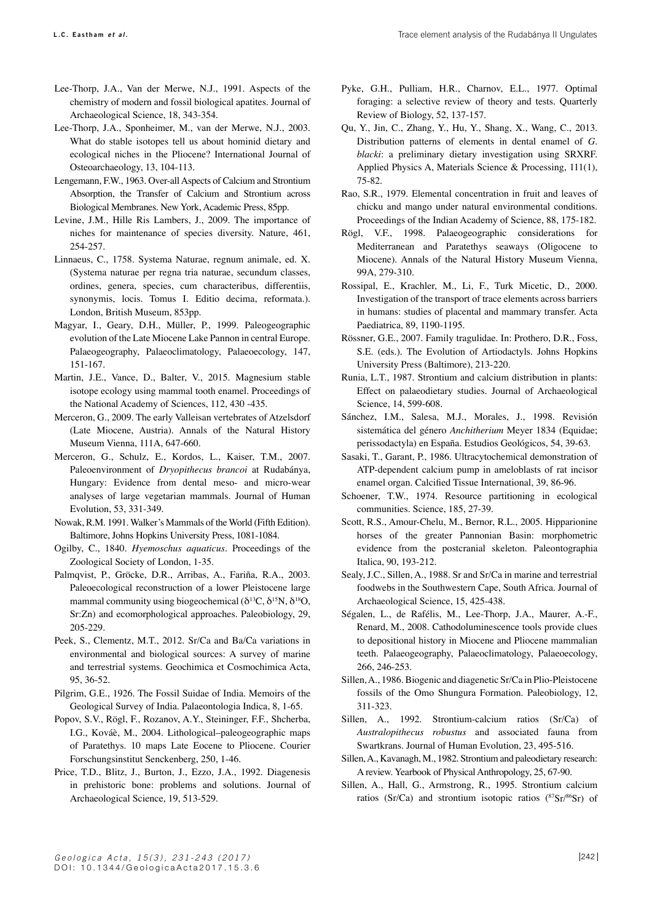Lee-Thorp, J.A., Van der Merwe, N.J., 1991. Aspects of the chemistry of modern and fossil biological apatites. Journal of Archaeological Science, 18, 343-354.

Lee-Thorp, J.A., Sponheimer, M., van der Merwe, N.J., 2003. What do stable isotopes tell us about hominid dietary and ecological niches in the Pliocene? International Journal of Osteoarchaeology, 13, 104-113.

Lengemann, F.W., 1963. Over-all Aspects of Calcium and Strontium Absorption, the Transfer of Calcium and Strontium across Biological Membranes. New York, Academic Press, 85pp.

Levine, J.M., Hille Ris Lambers, J., 2009. The importance of niches for maintenance of species diversity. Nature, 461, 254-257.

Linnaeus, C., 1758. Systema Naturae, regnum animale, ed. X. (Systema naturae per regna tria naturae, secundum classes, ordines, genera, species, cum characteribus, differentiis, synonymis, locis. Tomus I. Editio decima, reformata.). London, British Museum, 853pp.

Magyar, I., Geary, D.H., Müller, P., 1999. Paleogeographic evolution of the Late Miocene Lake Pannon in central Europe. Palaeogeography, Palaeoclimatology, Palaeoecology, 147, 151-167.

Martin, J.E., Vance, D., Balter, V., 2015. Magnesium stable isotope ecology using mammal tooth enamel. Proceedings of the National Academy of Sciences, 112, 430 -435.

Merceron, G., 2009. The early Valleisan vertebrates of Atzelsdorf (Late Miocene, Austria). Annals of the Natural History Museum Vienna, 111A, 647-660.

Merceron, G., Schulz, E., Kordos, L., Kaiser, T.M., 2007. Paleoenvironment of *Dryopithecus brancoi* at Rudabánya, Hungary: Evidence from dental meso- and micro-wear analyses of large vegetarian mammals. Journal of Human Evolution, 53, 331-349.

Nowak, R.M. 1991. Walker's Mammals of the World (Fifth Edition). Baltimore, Johns Hopkins University Press, 1081-1084.

Ogilby, C., 1840. *Hyemoschus aquaticus*. Proceedings of the Zoological Society of London, 1-35.

Palmqvist, P., Gröcke, D.R., Arribas, A., Fariña, R.A., 2003. Paleoecological reconstruction of a lower Pleistocene large mammal community using biogeochemical ($\delta^{13}$C, $\delta^{15}$N, $\delta^{18}$O, Sr:Zn) and ecomorphological approaches. Paleobiology, 29, 205-229.

Peek, S., Clementz, M.T., 2012. Sr/Ca and Ba/Ca variations in environmental and biological sources: A survey of marine and terrestrial systems. Geochimica et Cosmochimica Acta, 95, 36-52.

Pilgrim, G.E., 1926. The Fossil Suidae of India. Memoirs of the Geological Survey of India. Palaeontologia Indica, 8, 1-65.

Popov, S.V., Rögl, F., Rozanov, A.Y., Steininger, F.F., Shcherba, I.G., Kováè, M., 2004. Lithological–paleogeographic maps of Paratethys. 10 maps Late Eocene to Pliocene. Courier Forschungsinstitut Senckenberg, 250, 1-46.

Price, T.D., Blitz, J., Burton, J., Ezzo, J.A., 1992. Diagenesis in prehistoric bone: problems and solutions. Journal of Archaeological Science, 19, 513-529.

Pyke, G.H., Pulliam, H.R., Charnov, E.L., 1977. Optimal foraging: a selective review of theory and tests. Quarterly Review of Biology, 52, 137-157.

Qu, Y., Jin, C., Zhang, Y., Hu, Y., Shang, X., Wang, C., 2013. Distribution patterns of elements in dental enamel of *G. blacki*: a preliminary dietary investigation using SRXRF. Applied Physics A, Materials Science & Processing, 111(1), 75-82.

Rao, S.R., 1979. Elemental concentration in fruit and leaves of chicku and mango under natural environmental conditions. Proceedings of the Indian Academy of Science, 88, 175-182.

Rögl, V.F., 1998. Palaeogeographic considerations for Mediterranean and Paratethys seaways (Oligocene to Miocene). Annals of the Natural History Museum Vienna, 99A, 279-310.

Rossipal, E., Krachler, M., Li, F., Turk Micetic, D., 2000. Investigation of the transport of trace elements across barriers in humans: studies of placental and mammary transfer. Acta Paediatrica, 89, 1190-1195.

Rössner, G.E., 2007. Family tragulidae. In: Prothero, D.R., Foss, S.E. (eds.). The Evolution of Artiodactyls. Johns Hopkins University Press (Baltimore), 213-220.

Runia, L.T., 1987. Strontium and calcium distribution in plants: Effect on palaeodietary studies. Journal of Archaeological Science, 14, 599-608.

Sánchez, I.M., Salesa, M.J., Morales, J., 1998. Revisión sistemática del género *Anchitherium* Meyer 1834 (Equidae; perissodactyla) en España. Estudios Geológicos, 54, 39-63.

Sasaki, T., Garant, P., 1986. Ultracytochemical demonstration of ATP-dependent calcium pump in ameloblasts of rat incisor enamel organ. Calcified Tissue International, 39, 86-96.

Schoener, T.W., 1974. Resource partitioning in ecological communities. Science, 185, 27-39.

Scott, R.S., Amour-Chelu, M., Bernor, R.L., 2005. Hipparionine horses of the greater Pannonian Basin: morphometric evidence from the postcranial skeleton. Paleontographia Italica, 90, 193-212.

Sealy, J.C., Sillen, A., 1988. Sr and Sr/Ca in marine and terrestrial foodwebs in the Southwestern Cape, South Africa. Journal of Archaeological Science, 15, 425-438.

Ségalen, L., de Rafélis, M., Lee-Thorp, J.A., Maurer, A.-F., Renard, M., 2008. Cathodoluminescence tools provide clues to depositional history in Miocene and Pliocene mammalian teeth. Palaeogeography, Palaeoclimatology, Palaeoecology, 266, 246-253.

Sillen, A., 1986. Biogenic and diagenetic Sr/Ca in Plio-Pleistocene fossils of the Omo Shungura Formation. Paleobiology, 12, 311-323.

Sillen, A., 1992. Strontium-calcium ratios (Sr/Ca) of *Australopithecus robustus* and associated fauna from Swartkrans. Journal of Human Evolution, 23, 495-516.

Sillen, A., Kavanagh, M., 1982. Strontium and paleodietary research: A review. Yearbook of Physical Anthropology, 25, 67-90.

Sillen, A., Hall, G., Armstrong, R., 1995. Strontium calcium ratios (Sr/Ca) and strontium isotopic ratios ($^{87}$Sr/$^{86}$Sr) of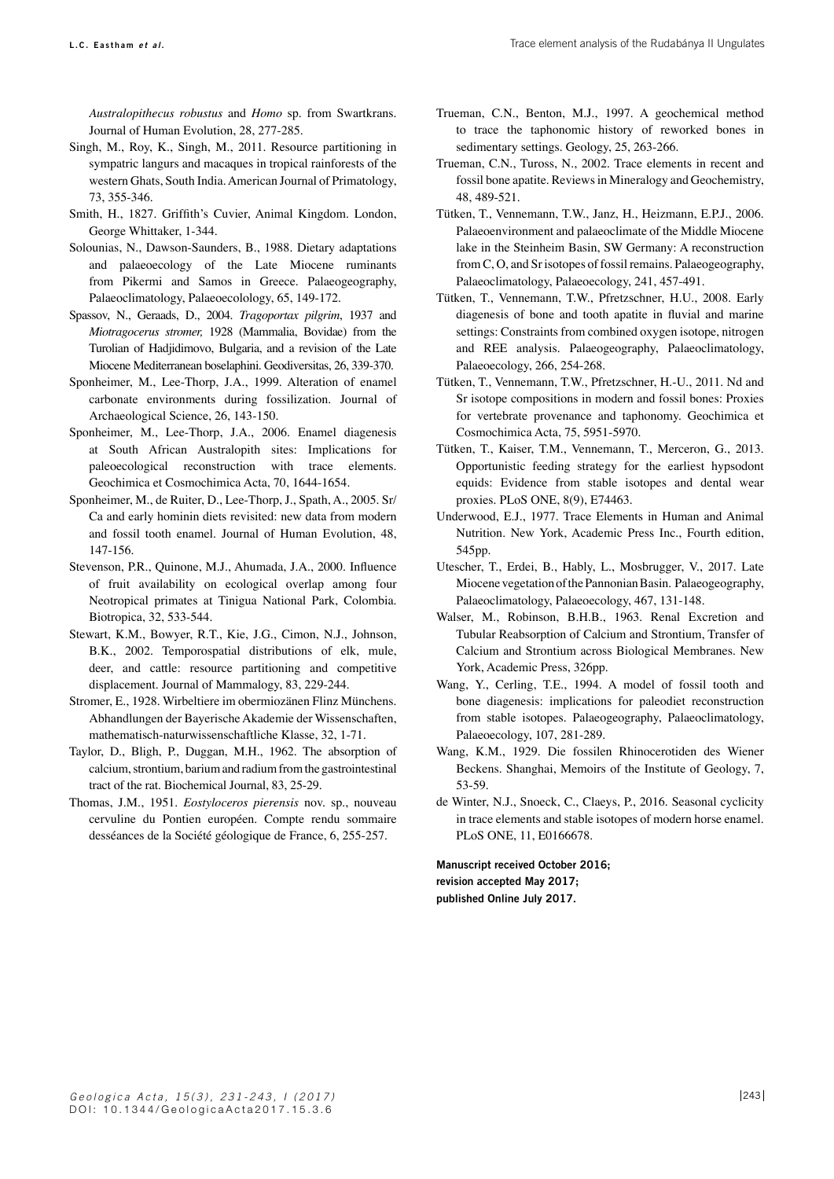*Australopithecus robustus* and *Homo* sp. from Swartkrans. Journal of Human Evolution, 28, 277-285.

Singh, M., Roy, K., Singh, M., 2011. Resource partitioning in sympatric langurs and macaques in tropical rainforests of the western Ghats, South India. American Journal of Primatology, 73, 355-346.

Smith, H., 1827. Griffith's Cuvier, Animal Kingdom. London, George Whittaker, 1-344.

Solounias, N., Dawson-Saunders, B., 1988. Dietary adaptations and palaeoecology of the Late Miocene ruminants from Pikermi and Samos in Greece. Palaeogeography, Palaeoclimatology, Palaeoecolology, 65, 149-172.

Spassov, N., Geraads, D., 2004. *Tragoportax pilgrim*, 1937 and *Miotragocerus stromer,* 1928 (Mammalia, Bovidae) from the Turolian of Hadjidimovo, Bulgaria, and a revision of the Late Miocene Mediterranean boselaphini. Geodiversitas, 26, 339-370.

Sponheimer, M., Lee-Thorp, J.A., 1999. Alteration of enamel carbonate environments during fossilization. Journal of Archaeological Science, 26, 143-150.

Sponheimer, M., Lee-Thorp, J.A., 2006. Enamel diagenesis at South African Australopith sites: Implications for paleoecological reconstruction with trace elements. Geochimica et Cosmochimica Acta, 70, 1644-1654.

Sponheimer, M., de Ruiter, D., Lee-Thorp, J., Spath, A., 2005. Sr/Ca and early hominin diets revisited: new data from modern and fossil tooth enamel. Journal of Human Evolution, 48, 147-156.

Stevenson, P.R., Quinone, M.J., Ahumada, J.A., 2000. Influence of fruit availability on ecological overlap among four Neotropical primates at Tinigua National Park, Colombia. Biotropica, 32, 533-544.

Stewart, K.M., Bowyer, R.T., Kie, J.G., Cimon, N.J., Johnson, B.K., 2002. Temporospatial distributions of elk, mule, deer, and cattle: resource partitioning and competitive displacement. Journal of Mammalogy, 83, 229-244.

Stromer, E., 1928. Wirbeltiere im obermiozänen Flinz Münchens. Abhandlungen der Bayerische Akademie der Wissenschaften, mathematisch-naturwissenschaftliche Klasse, 32, 1-71.

Taylor, D., Bligh, P., Duggan, M.H., 1962. The absorption of calcium, strontium, barium and radium from the gastrointestinal tract of the rat. Biochemical Journal, 83, 25-29.

Thomas, J.M., 1951. *Eostyloceros pierensis* nov. sp., nouveau cervuline du Pontien européen. Compte rendu sommaire desséances de la Société géologique de France, 6, 255-257.

Trueman, C.N., Benton, M.J., 1997. A geochemical method to trace the taphonomic history of reworked bones in sedimentary settings. Geology, 25, 263-266.

Trueman, C.N., Tuross, N., 2002. Trace elements in recent and fossil bone apatite. Reviews in Mineralogy and Geochemistry, 48, 489-521.

Tütken, T., Vennemann, T.W., Janz, H., Heizmann, E.P.J., 2006. Palaeoenvironment and palaeoclimate of the Middle Miocene lake in the Steinheim Basin, SW Germany: A reconstruction from C, O, and Sr isotopes of fossil remains. Palaeogeography, Palaeoclimatology, Palaeoecology, 241, 457-491.

Tütken, T., Vennemann, T.W., Pfretzschner, H.U., 2008. Early diagenesis of bone and tooth apatite in fluvial and marine settings: Constraints from combined oxygen isotope, nitrogen and REE analysis. Palaeogeography, Palaeoclimatology, Palaeoecology, 266, 254-268.

Tütken, T., Vennemann, T.W., Pfretzschner, H.-U., 2011. Nd and Sr isotope compositions in modern and fossil bones: Proxies for vertebrate provenance and taphonomy. Geochimica et Cosmochimica Acta, 75, 5951-5970.

Tütken, T., Kaiser, T.M., Vennemann, T., Merceron, G., 2013. Opportunistic feeding strategy for the earliest hypsodont equids: Evidence from stable isotopes and dental wear proxies. PLoS ONE, 8(9), E74463.

Underwood, E.J., 1977. Trace Elements in Human and Animal Nutrition. New York, Academic Press Inc., Fourth edition, 545pp.

Utescher, T., Erdei, B., Hably, L., Mosbrugger, V., 2017. Late Miocene vegetation of the Pannonian Basin. Palaeogeography, Palaeoclimatology, Palaeoecology, 467, 131-148.

Walser, M., Robinson, B.H.B., 1963. Renal Excretion and Tubular Reabsorption of Calcium and Strontium, Transfer of Calcium and Strontium across Biological Membranes. New York, Academic Press, 326pp.

Wang, Y., Cerling, T.E., 1994. A model of fossil tooth and bone diagenesis: implications for paleodiet reconstruction from stable isotopes. Palaeogeography, Palaeoclimatology, Palaeoecology, 107, 281-289.

Wang, K.M., 1929. Die fossilen Rhinocerotiden des Wiener Beckens. Shanghai, Memoirs of the Institute of Geology, 7, 53-59.

de Winter, N.J., Snoeck, C., Claeys, P., 2016. Seasonal cyclicity in trace elements and stable isotopes of modern horse enamel. PLoS ONE, 11, E0166678.

**Manuscript received October 2016;**
**revision accepted May 2017;**
**published Online July 2017.**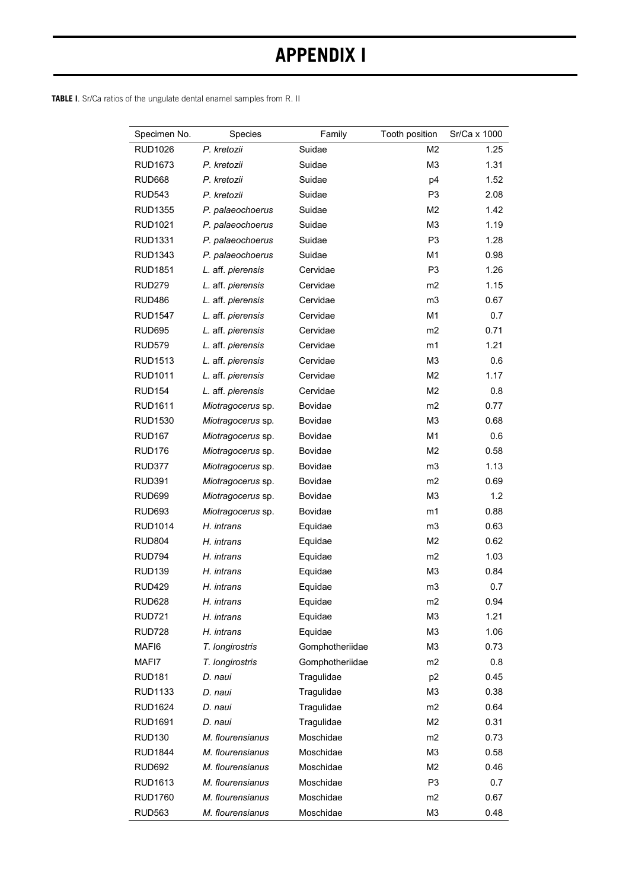# APPENDIX I

**TABLE I**. Sr/Ca ratios of the ungulate dental enamel samples from R. II

| Specimen No. | Species | Family | Tooth position | Sr/Ca x 1000 |
|---|---|---|---|---|
| RUD1026 | *P. kretozii* | Suidae | M2 | 1.25 |
| RUD1673 | *P. kretozii* | Suidae | M3 | 1.31 |
| RUD668 | *P. kretozii* | Suidae | p4 | 1.52 |
| RUD543 | *P. kretozii* | Suidae | P3 | 2.08 |
| RUD1355 | *P. palaeochoerus* | Suidae | M2 | 1.42 |
| RUD1021 | *P. palaeochoerus* | Suidae | M3 | 1.19 |
| RUD1331 | *P. palaeochoerus* | Suidae | P3 | 1.28 |
| RUD1343 | *P. palaeochoerus* | Suidae | M1 | 0.98 |
| RUD1851 | *L.* aff. *pierensis* | Cervidae | P3 | 1.26 |
| RUD279 | *L.* aff. *pierensis* | Cervidae | m2 | 1.15 |
| RUD486 | *L.* aff. *pierensis* | Cervidae | m3 | 0.67 |
| RUD1547 | *L.* aff. *pierensis* | Cervidae | M1 | 0.7 |
| RUD695 | *L.* aff. *pierensis* | Cervidae | m2 | 0.71 |
| RUD579 | *L.* aff. *pierensis* | Cervidae | m1 | 1.21 |
| RUD1513 | *L.* aff. *pierensis* | Cervidae | M3 | 0.6 |
| RUD1011 | *L.* aff. *pierensis* | Cervidae | M2 | 1.17 |
| RUD154 | *L.* aff. *pierensis* | Cervidae | M2 | 0.8 |
| RUD1611 | *Miotragocerus* sp. | Bovidae | m2 | 0.77 |
| RUD1530 | *Miotragocerus* sp. | Bovidae | M3 | 0.68 |
| RUD167 | *Miotragocerus* sp. | Bovidae | M1 | 0.6 |
| RUD176 | *Miotragocerus* sp. | Bovidae | M2 | 0.58 |
| RUD377 | *Miotragocerus* sp. | Bovidae | m3 | 1.13 |
| RUD391 | *Miotragocerus* sp. | Bovidae | m2 | 0.69 |
| RUD699 | *Miotragocerus* sp. | Bovidae | M3 | 1.2 |
| RUD693 | *Miotragocerus* sp. | Bovidae | m1 | 0.88 |
| RUD1014 | *H. intrans* | Equidae | m3 | 0.63 |
| RUD804 | *H. intrans* | Equidae | M2 | 0.62 |
| RUD794 | *H. intrans* | Equidae | m2 | 1.03 |
| RUD139 | *H. intrans* | Equidae | M3 | 0.84 |
| RUD429 | *H. intrans* | Equidae | m3 | 0.7 |
| RUD628 | *H. intrans* | Equidae | m2 | 0.94 |
| RUD721 | *H. intrans* | Equidae | M3 | 1.21 |
| RUD728 | *H. intrans* | Equidae | M3 | 1.06 |
| MAFI6 | *T. longirostris* | Gomphotheriidae | M3 | 0.73 |
| MAFI7 | *T. longirostris* | Gomphotheriidae | m2 | 0.8 |
| RUD181 | *D. naui* | Tragulidae | p2 | 0.45 |
| RUD1133 | *D. naui* | Tragulidae | M3 | 0.38 |
| RUD1624 | *D. naui* | Tragulidae | m2 | 0.64 |
| RUD1691 | *D. naui* | Tragulidae | M2 | 0.31 |
| RUD130 | *M. flourensianus* | Moschidae | m2 | 0.73 |
| RUD1844 | *M. flourensianus* | Moschidae | M3 | 0.58 |
| RUD692 | *M. flourensianus* | Moschidae | M2 | 0.46 |
| RUD1613 | *M. flourensianus* | Moschidae | P3 | 0.7 |
| RUD1760 | *M. flourensianus* | Moschidae | m2 | 0.67 |
| RUD563 | *M. flourensianus* | Moschidae | M3 | 0.48 |